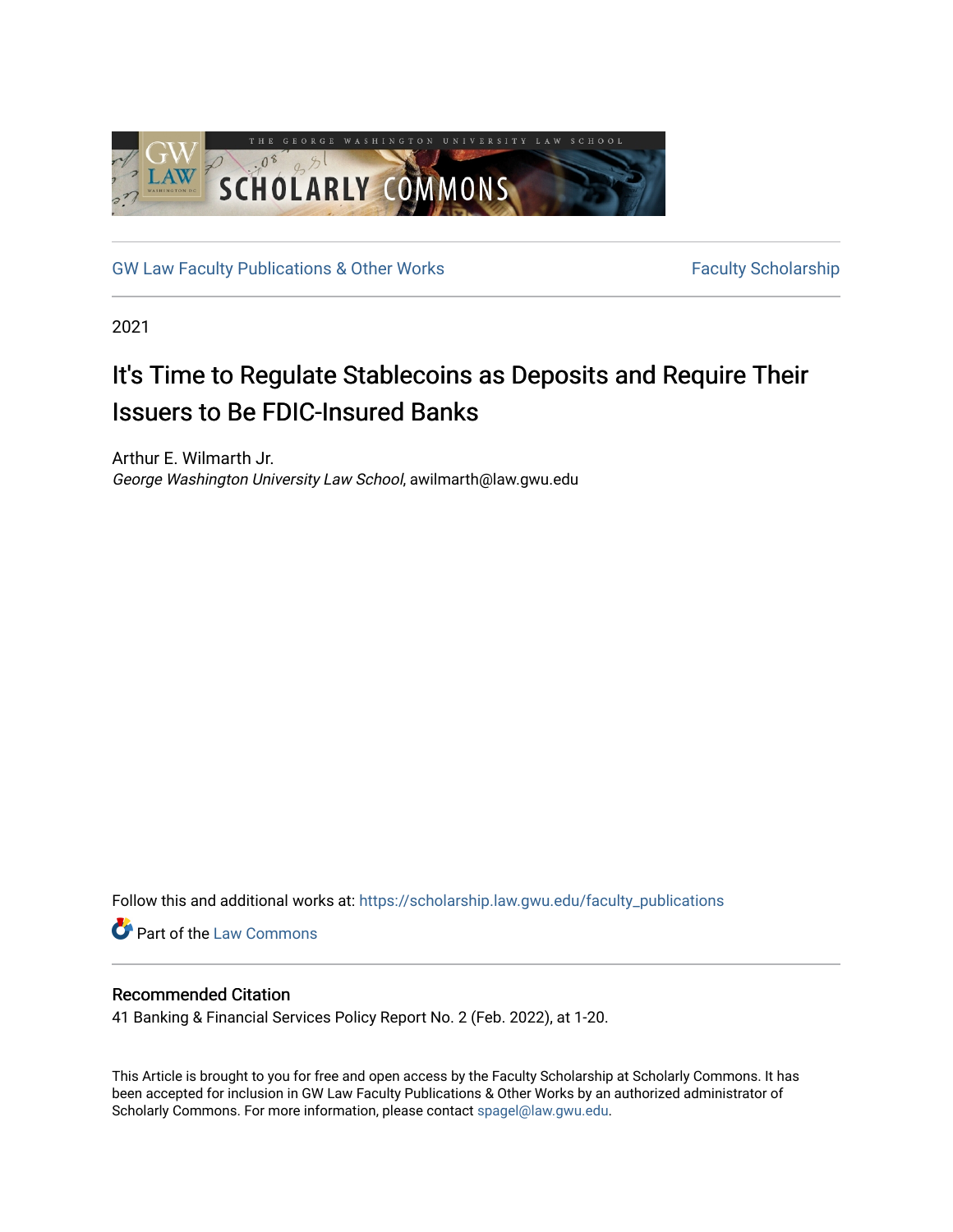GW Law Faculty Publications & Other Works | Faculty Scholarship

2021

# It's Time to Regulate Stablecoins as Deposits and Require Their Issuers to Be FDIC-Insured Banks

Arthur E. Wilmarth Jr.
*George Washington University Law School*, awilmarth@law.gwu.edu

Follow this and additional works at: https://scholarship.law.gwu.edu/faculty_publications

Part of the Law Commons

## Recommended Citation

41 Banking & Financial Services Policy Report No. 2 (Feb. 2022), at 1-20.

This Article is brought to you for free and open access by the Faculty Scholarship at Scholarly Commons. It has been accepted for inclusion in GW Law Faculty Publications & Other Works by an authorized administrator of Scholarly Commons. For more information, please contact spagel@law.gwu.edu.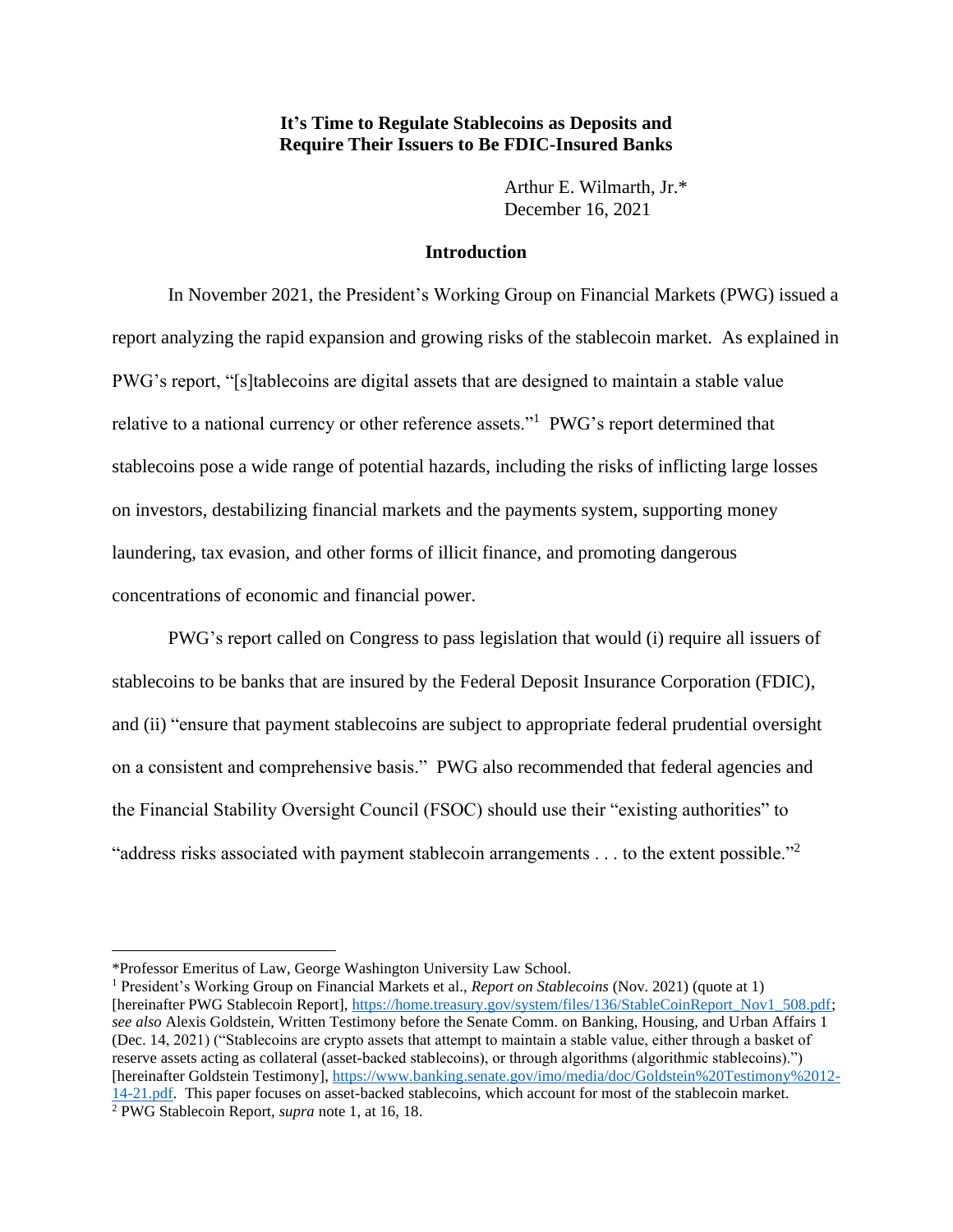**It's Time to Regulate Stablecoins as Deposits and Require Their Issuers to Be FDIC-Insured Banks**

Arthur E. Wilmarth, Jr.*
December 16, 2021

## Introduction

In November 2021, the President's Working Group on Financial Markets (PWG) issued a report analyzing the rapid expansion and growing risks of the stablecoin market. As explained in PWG's report, "[s]tablecoins are digital assets that are designed to maintain a stable value relative to a national currency or other reference assets."[1] PWG's report determined that stablecoins pose a wide range of potential hazards, including the risks of inflicting large losses on investors, destabilizing financial markets and the payments system, supporting money laundering, tax evasion, and other forms of illicit finance, and promoting dangerous concentrations of economic and financial power.

PWG's report called on Congress to pass legislation that would (i) require all issuers of stablecoins to be banks that are insured by the Federal Deposit Insurance Corporation (FDIC), and (ii) "ensure that payment stablecoins are subject to appropriate federal prudential oversight on a consistent and comprehensive basis." PWG also recommended that federal agencies and the Financial Stability Oversight Council (FSOC) should use their "existing authorities" to "address risks associated with payment stablecoin arrangements . . . to the extent possible."[2]

---

*Professor Emeritus of Law, George Washington University Law School.

[1] President's Working Group on Financial Markets et al., *Report on Stablecoins* (Nov. 2021) (quote at 1) [hereinafter PWG Stablecoin Report], https://home.treasury.gov/system/files/136/StableCoinReport_Nov1_508.pdf; *see also* Alexis Goldstein, Written Testimony before the Senate Comm. on Banking, Housing, and Urban Affairs 1 (Dec. 14, 2021) ("Stablecoins are crypto assets that attempt to maintain a stable value, either through a basket of reserve assets acting as collateral (asset-backed stablecoins), or through algorithms (algorithmic stablecoins).") [hereinafter Goldstein Testimony], https://www.banking.senate.gov/imo/media/doc/Goldstein%20Testimony%2012-14-21.pdf. This paper focuses on asset-backed stablecoins, which account for most of the stablecoin market.

[2] PWG Stablecoin Report, *supra* note 1, at 16, 18.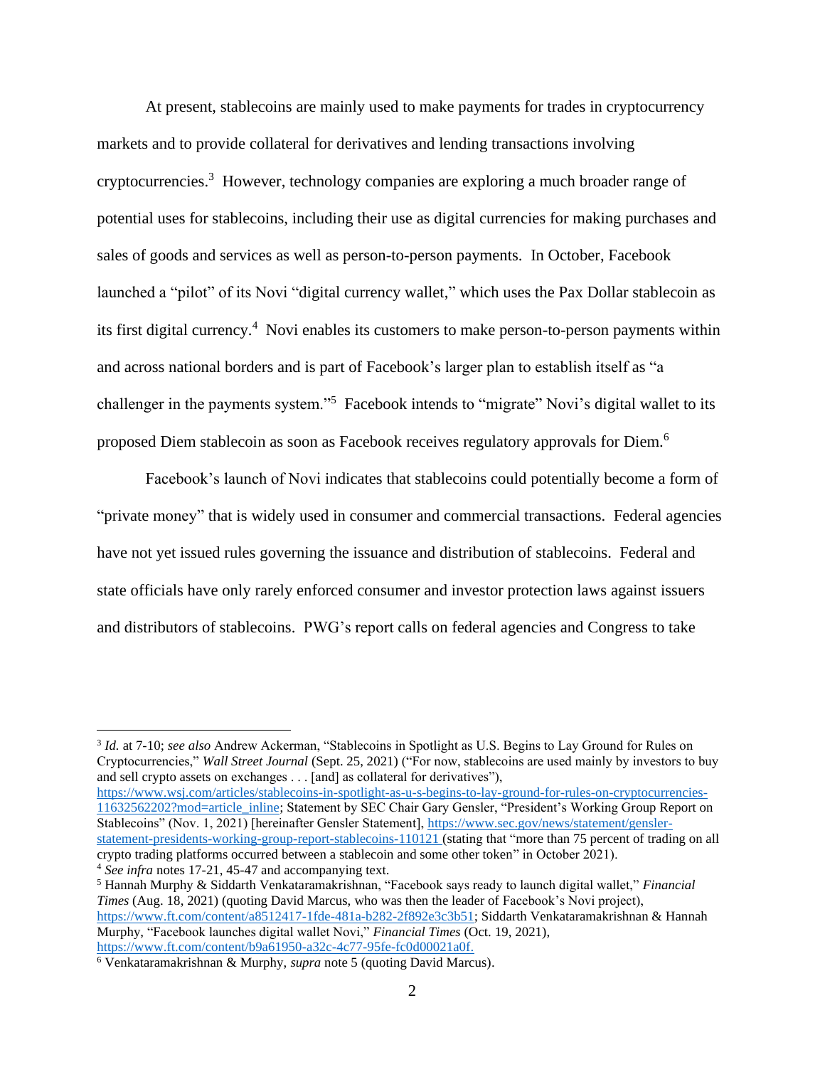At present, stablecoins are mainly used to make payments for trades in cryptocurrency markets and to provide collateral for derivatives and lending transactions involving cryptocurrencies.[3] However, technology companies are exploring a much broader range of potential uses for stablecoins, including their use as digital currencies for making purchases and sales of goods and services as well as person-to-person payments. In October, Facebook launched a "pilot" of its Novi "digital currency wallet," which uses the Pax Dollar stablecoin as its first digital currency.[4] Novi enables its customers to make person-to-person payments within and across national borders and is part of Facebook's larger plan to establish itself as "a challenger in the payments system."[5] Facebook intends to "migrate" Novi's digital wallet to its proposed Diem stablecoin as soon as Facebook receives regulatory approvals for Diem.[6]

Facebook's launch of Novi indicates that stablecoins could potentially become a form of "private money" that is widely used in consumer and commercial transactions. Federal agencies have not yet issued rules governing the issuance and distribution of stablecoins. Federal and state officials have only rarely enforced consumer and investor protection laws against issuers and distributors of stablecoins. PWG's report calls on federal agencies and Congress to take

---

[3] *Id.* at 7-10; *see also* Andrew Ackerman, "Stablecoins in Spotlight as U.S. Begins to Lay Ground for Rules on Cryptocurrencies," *Wall Street Journal* (Sept. 25, 2021) ("For now, stablecoins are used mainly by investors to buy and sell crypto assets on exchanges . . . [and] as collateral for derivatives"), https://www.wsj.com/articles/stablecoins-in-spotlight-as-u-s-begins-to-lay-ground-for-rules-on-cryptocurrencies-11632562202?mod=article_inline; Statement by SEC Chair Gary Gensler, "President's Working Group Report on Stablecoins" (Nov. 1, 2021) [hereinafter Gensler Statement], https://www.sec.gov/news/statement/gensler-statement-presidents-working-group-report-stablecoins-110121 (stating that "more than 75 percent of trading on all crypto trading platforms occurred between a stablecoin and some other token" in October 2021).

[4] *See infra* notes 17-21, 45-47 and accompanying text.

[5] Hannah Murphy & Siddarth Venkataramakrishnan, "Facebook says ready to launch digital wallet," *Financial Times* (Aug. 18, 2021) (quoting David Marcus, who was then the leader of Facebook's Novi project), https://www.ft.com/content/a8512417-1fde-481a-b282-2f892e3c3b51; Siddarth Venkataramakrishnan & Hannah Murphy, "Facebook launches digital wallet Novi," *Financial Times* (Oct. 19, 2021), https://www.ft.com/content/b9a61950-a32c-4c77-95fe-fc0d00021a0f.

[6] Venkataramakrishnan & Murphy, *supra* note 5 (quoting David Marcus).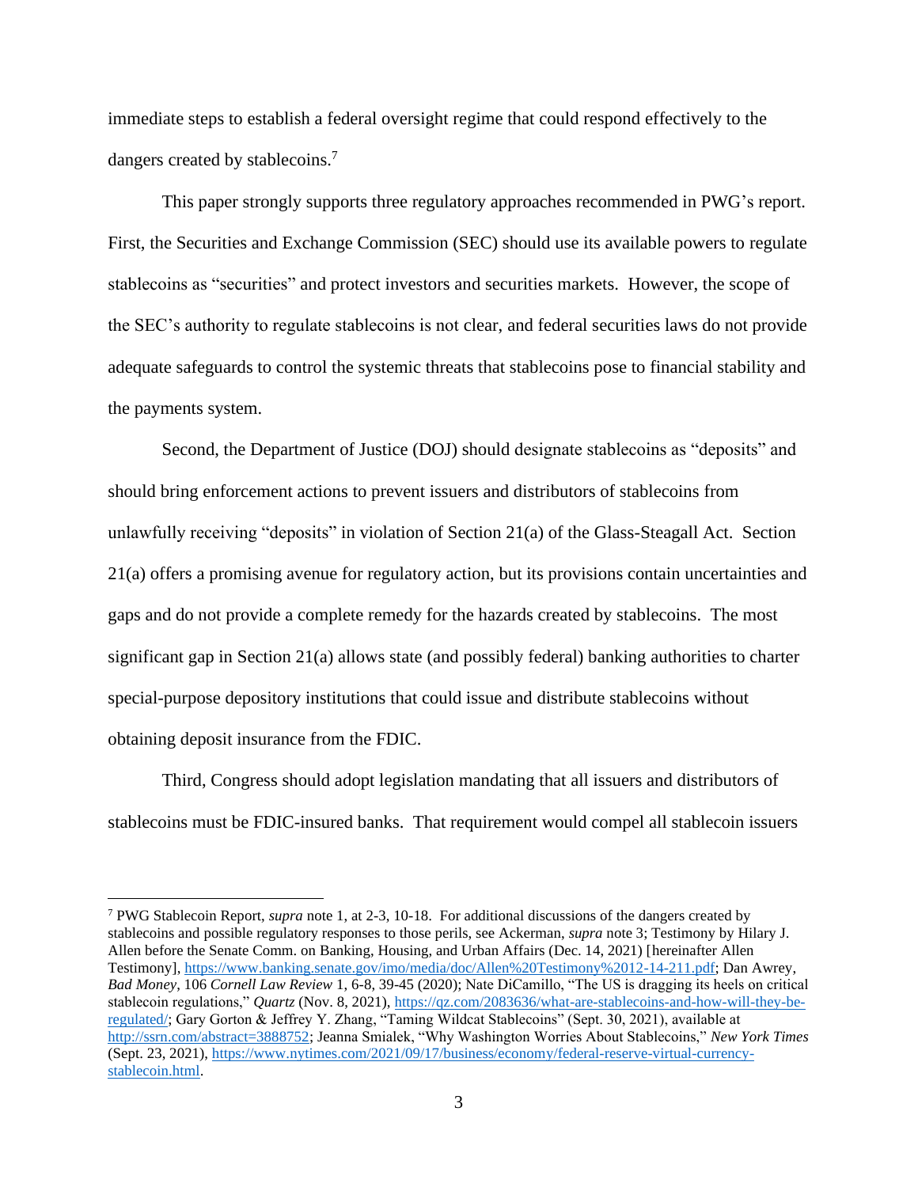immediate steps to establish a federal oversight regime that could respond effectively to the dangers created by stablecoins.[7]

This paper strongly supports three regulatory approaches recommended in PWG's report. First, the Securities and Exchange Commission (SEC) should use its available powers to regulate stablecoins as "securities" and protect investors and securities markets. However, the scope of the SEC's authority to regulate stablecoins is not clear, and federal securities laws do not provide adequate safeguards to control the systemic threats that stablecoins pose to financial stability and the payments system.

Second, the Department of Justice (DOJ) should designate stablecoins as "deposits" and should bring enforcement actions to prevent issuers and distributors of stablecoins from unlawfully receiving "deposits" in violation of Section 21(a) of the Glass-Steagall Act. Section 21(a) offers a promising avenue for regulatory action, but its provisions contain uncertainties and gaps and do not provide a complete remedy for the hazards created by stablecoins. The most significant gap in Section 21(a) allows state (and possibly federal) banking authorities to charter special-purpose depository institutions that could issue and distribute stablecoins without obtaining deposit insurance from the FDIC.

Third, Congress should adopt legislation mandating that all issuers and distributors of stablecoins must be FDIC-insured banks. That requirement would compel all stablecoin issuers

---

[7] PWG Stablecoin Report, *supra* note 1, at 2-3, 10-18. For additional discussions of the dangers created by stablecoins and possible regulatory responses to those perils, see Ackerman, *supra* note 3; Testimony by Hilary J. Allen before the Senate Comm. on Banking, Housing, and Urban Affairs (Dec. 14, 2021) [hereinafter Allen Testimony], https://www.banking.senate.gov/imo/media/doc/Allen%20Testimony%2012-14-211.pdf; Dan Awrey, *Bad Money*, 106 *Cornell Law Review* 1, 6-8, 39-45 (2020); Nate DiCamillo, "The US is dragging its heels on critical stablecoin regulations," *Quartz* (Nov. 8, 2021), https://qz.com/2083636/what-are-stablecoins-and-how-will-they-be-regulated/; Gary Gorton & Jeffrey Y. Zhang, "Taming Wildcat Stablecoins" (Sept. 30, 2021), available at http://ssrn.com/abstract=3888752; Jeanna Smialek, "Why Washington Worries About Stablecoins," *New York Times* (Sept. 23, 2021), https://www.nytimes.com/2021/09/17/business/economy/federal-reserve-virtual-currency-stablecoin.html.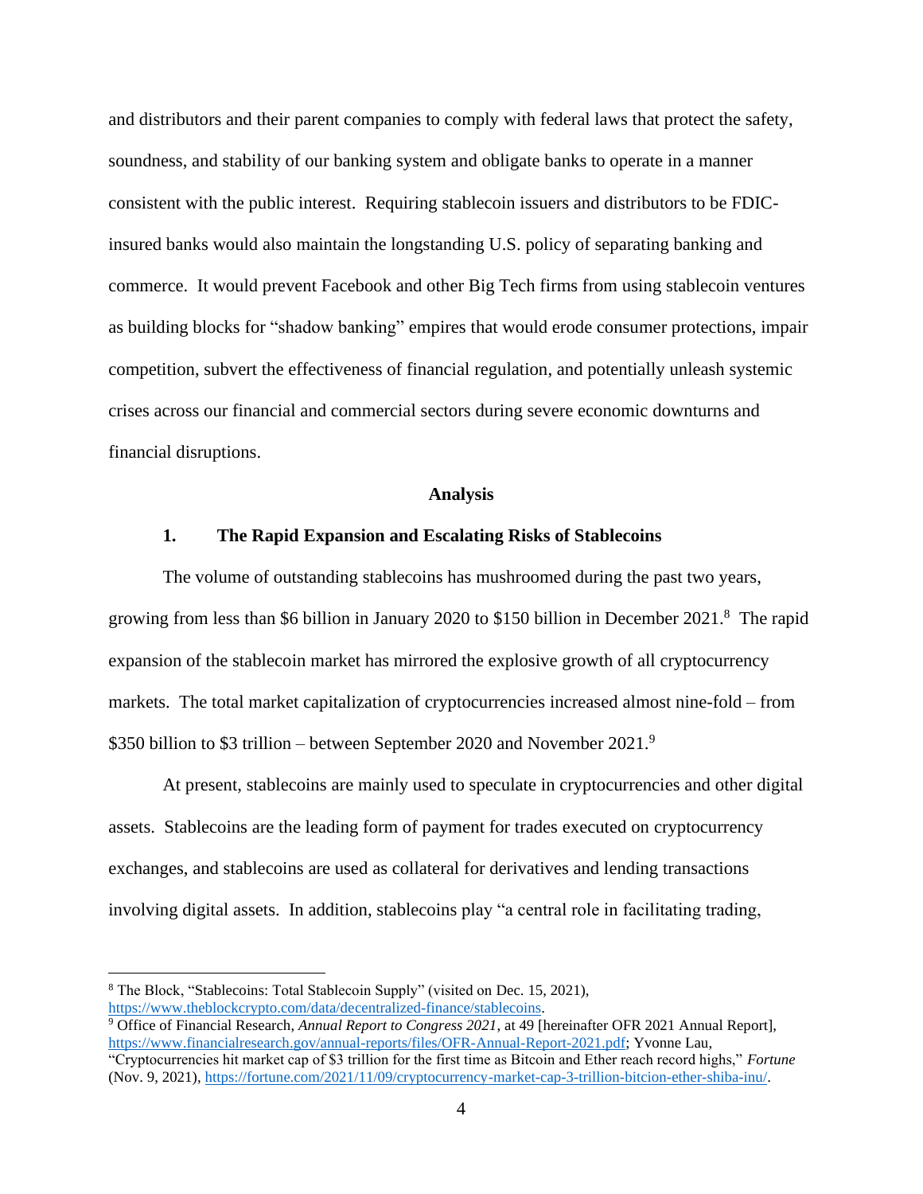and distributors and their parent companies to comply with federal laws that protect the safety, soundness, and stability of our banking system and obligate banks to operate in a manner consistent with the public interest. Requiring stablecoin issuers and distributors to be FDIC-insured banks would also maintain the longstanding U.S. policy of separating banking and commerce. It would prevent Facebook and other Big Tech firms from using stablecoin ventures as building blocks for "shadow banking" empires that would erode consumer protections, impair competition, subvert the effectiveness of financial regulation, and potentially unleash systemic crises across our financial and commercial sectors during severe economic downturns and financial disruptions.

## Analysis

### 1. The Rapid Expansion and Escalating Risks of Stablecoins

The volume of outstanding stablecoins has mushroomed during the past two years, growing from less than $6 billion in January 2020 to $150 billion in December 2021.[8] The rapid expansion of the stablecoin market has mirrored the explosive growth of all cryptocurrency markets. The total market capitalization of cryptocurrencies increased almost nine-fold – from $350 billion to $3 trillion – between September 2020 and November 2021.[9]

At present, stablecoins are mainly used to speculate in cryptocurrencies and other digital assets. Stablecoins are the leading form of payment for trades executed on cryptocurrency exchanges, and stablecoins are used as collateral for derivatives and lending transactions involving digital assets. In addition, stablecoins play "a central role in facilitating trading,

---

[8] The Block, "Stablecoins: Total Stablecoin Supply" (visited on Dec. 15, 2021), https://www.theblockcrypto.com/data/decentralized-finance/stablecoins.

[9] Office of Financial Research, *Annual Report to Congress 2021*, at 49 [hereinafter OFR 2021 Annual Report], https://www.financialresearch.gov/annual-reports/files/OFR-Annual-Report-2021.pdf; Yvonne Lau, "Cryptocurrencies hit market cap of $3 trillion for the first time as Bitcoin and Ether reach record highs," *Fortune* (Nov. 9, 2021), https://fortune.com/2021/11/09/cryptocurrency-market-cap-3-trillion-bitcion-ether-shiba-inu/.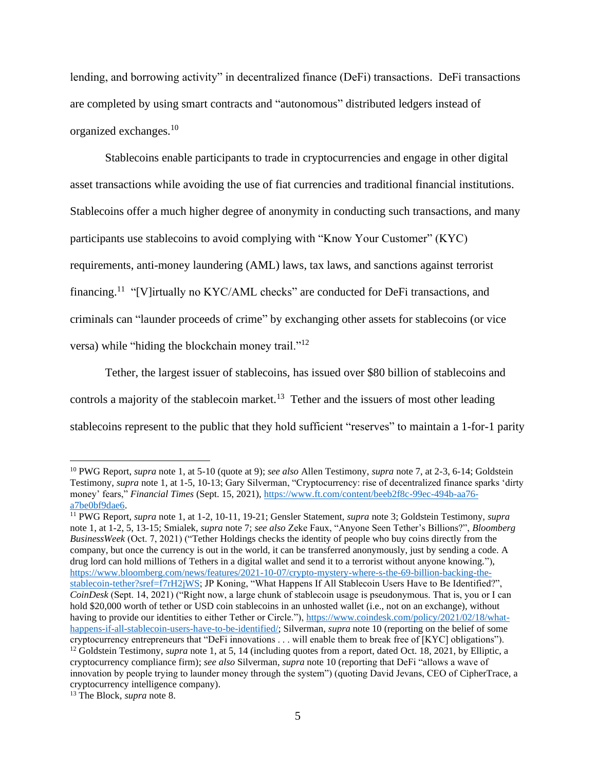lending, and borrowing activity" in decentralized finance (DeFi) transactions. DeFi transactions are completed by using smart contracts and "autonomous" distributed ledgers instead of organized exchanges.[10]

Stablecoins enable participants to trade in cryptocurrencies and engage in other digital asset transactions while avoiding the use of fiat currencies and traditional financial institutions. Stablecoins offer a much higher degree of anonymity in conducting such transactions, and many participants use stablecoins to avoid complying with "Know Your Customer" (KYC) requirements, anti-money laundering (AML) laws, tax laws, and sanctions against terrorist financing.[11] "[V]irtually no KYC/AML checks" are conducted for DeFi transactions, and criminals can "launder proceeds of crime" by exchanging other assets for stablecoins (or vice versa) while "hiding the blockchain money trail."[12]

Tether, the largest issuer of stablecoins, has issued over $80 billion of stablecoins and controls a majority of the stablecoin market.[13] Tether and the issuers of most other leading stablecoins represent to the public that they hold sufficient "reserves" to maintain a 1-for-1 parity

---

[10] PWG Report, *supra* note 1, at 5-10 (quote at 9); *see also* Allen Testimony, *supra* note 7, at 2-3, 6-14; Goldstein Testimony, *supra* note 1, at 1-5, 10-13; Gary Silverman, "Cryptocurrency: rise of decentralized finance sparks 'dirty money' fears," *Financial Times* (Sept. 15, 2021), https://www.ft.com/content/beeb2f8c-99ec-494b-aa76-a7be0bf9dae6.

[11] PWG Report, *supra* note 1, at 1-2, 10-11, 19-21; Gensler Statement, *supra* note 3; Goldstein Testimony, *supra* note 1, at 1-2, 5, 13-15; Smialek, *supra* note 7; *see also* Zeke Faux, "Anyone Seen Tether's Billions?", *Bloomberg BusinessWeek* (Oct. 7, 2021) ("Tether Holdings checks the identity of people who buy coins directly from the company, but once the currency is out in the world, it can be transferred anonymously, just by sending a code. A drug lord can hold millions of Tethers in a digital wallet and send it to a terrorist without anyone knowing."), https://www.bloomberg.com/news/features/2021-10-07/crypto-mystery-where-s-the-69-billion-backing-the-stablecoin-tether?sref=f7rH2jWS; JP Koning, "What Happens If All Stablecoin Users Have to Be Identified?", *CoinDesk* (Sept. 14, 2021) ("Right now, a large chunk of stablecoin usage is pseudonymous. That is, you or I can hold $20,000 worth of tether or USD coin stablecoins in an unhosted wallet (i.e., not on an exchange), without having to provide our identities to either Tether or Circle."), https://www.coindesk.com/policy/2021/02/18/what-happens-if-all-stablecoin-users-have-to-be-identified/; Silverman, *supra* note 10 (reporting on the belief of some cryptocurrency entrepreneurs that "DeFi innovations . . . will enable them to break free of [KYC] obligations").

[12] Goldstein Testimony, *supra* note 1, at 5, 14 (including quotes from a report, dated Oct. 18, 2021, by Elliptic, a cryptocurrency compliance firm); *see also* Silverman, *supra* note 10 (reporting that DeFi "allows a wave of innovation by people trying to launder money through the system") (quoting David Jevans, CEO of CipherTrace, a cryptocurrency intelligence company).

[13] The Block, *supra* note 8.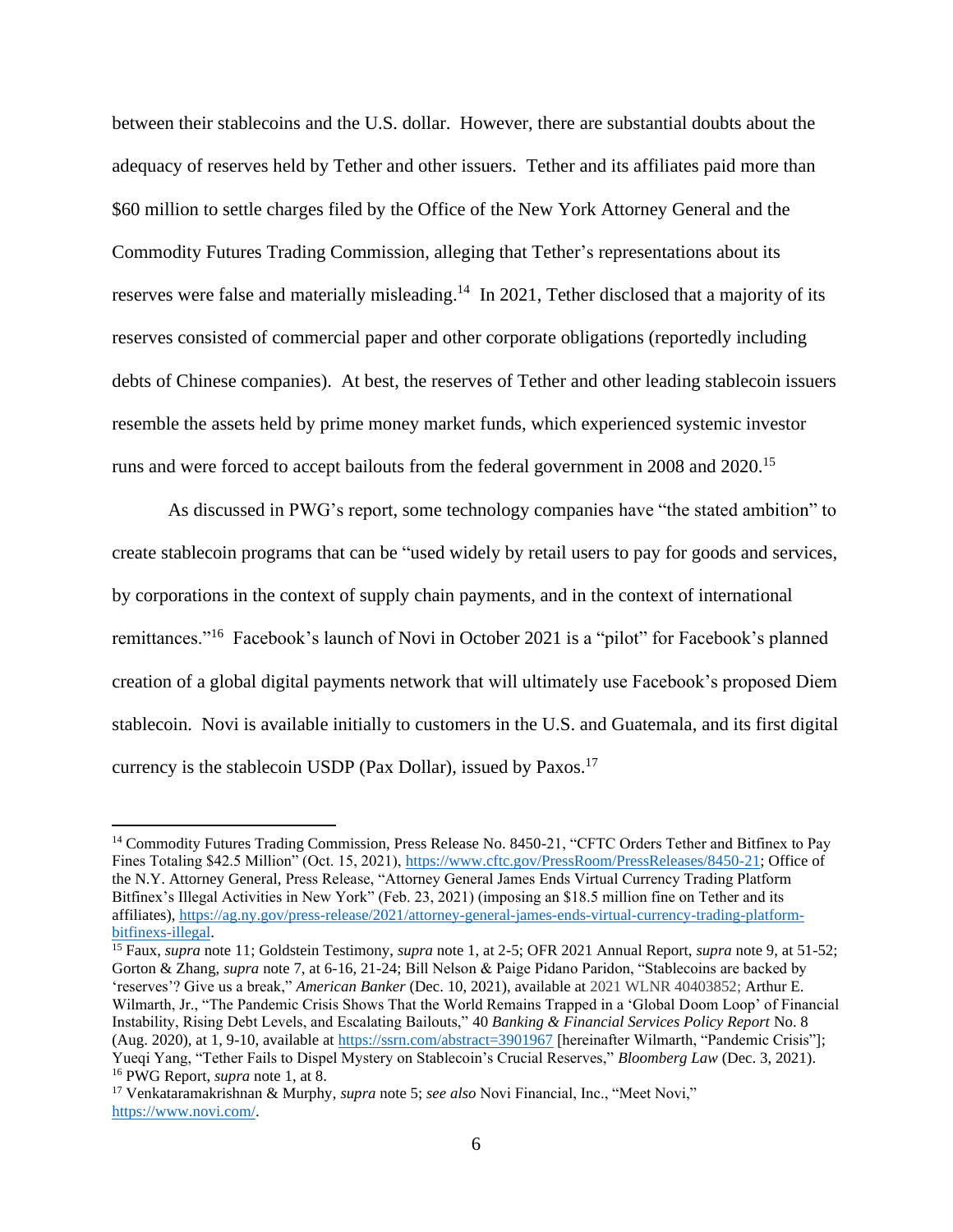between their stablecoins and the U.S. dollar. However, there are substantial doubts about the adequacy of reserves held by Tether and other issuers. Tether and its affiliates paid more than $60 million to settle charges filed by the Office of the New York Attorney General and the Commodity Futures Trading Commission, alleging that Tether's representations about its reserves were false and materially misleading.[14] In 2021, Tether disclosed that a majority of its reserves consisted of commercial paper and other corporate obligations (reportedly including debts of Chinese companies). At best, the reserves of Tether and other leading stablecoin issuers resemble the assets held by prime money market funds, which experienced systemic investor runs and were forced to accept bailouts from the federal government in 2008 and 2020.[15]

As discussed in PWG's report, some technology companies have "the stated ambition" to create stablecoin programs that can be "used widely by retail users to pay for goods and services, by corporations in the context of supply chain payments, and in the context of international remittances."[16] Facebook's launch of Novi in October 2021 is a "pilot" for Facebook's planned creation of a global digital payments network that will ultimately use Facebook's proposed Diem stablecoin. Novi is available initially to customers in the U.S. and Guatemala, and its first digital currency is the stablecoin USDP (Pax Dollar), issued by Paxos.[17]

---

[14] Commodity Futures Trading Commission, Press Release No. 8450-21, "CFTC Orders Tether and Bitfinex to Pay Fines Totaling $42.5 Million" (Oct. 15, 2021), https://www.cftc.gov/PressRoom/PressReleases/8450-21; Office of the N.Y. Attorney General, Press Release, "Attorney General James Ends Virtual Currency Trading Platform Bitfinex's Illegal Activities in New York" (Feb. 23, 2021) (imposing an $18.5 million fine on Tether and its affiliates), https://ag.ny.gov/press-release/2021/attorney-general-james-ends-virtual-currency-trading-platform-bitfinexs-illegal.

[15] Faux, *supra* note 11; Goldstein Testimony, *supra* note 1, at 2-5; OFR 2021 Annual Report, *supra* note 9, at 51-52; Gorton & Zhang, *supra* note 7, at 6-16, 21-24; Bill Nelson & Paige Pidano Paridon, "Stablecoins are backed by 'reserves'? Give us a break," *American Banker* (Dec. 10, 2021), available at 2021 WLNR 40403852; Arthur E. Wilmarth, Jr., "The Pandemic Crisis Shows That the World Remains Trapped in a 'Global Doom Loop' of Financial Instability, Rising Debt Levels, and Escalating Bailouts," 40 *Banking & Financial Services Policy Report* No. 8 (Aug. 2020), at 1, 9-10, available at https://ssrn.com/abstract=3901967 [hereinafter Wilmarth, "Pandemic Crisis"]; Yueqi Yang, "Tether Fails to Dispel Mystery on Stablecoin's Crucial Reserves," *Bloomberg Law* (Dec. 3, 2021).

[16] PWG Report, *supra* note 1, at 8.

[17] Venkataramakrishnan & Murphy, *supra* note 5; *see also* Novi Financial, Inc., "Meet Novi," https://www.novi.com/.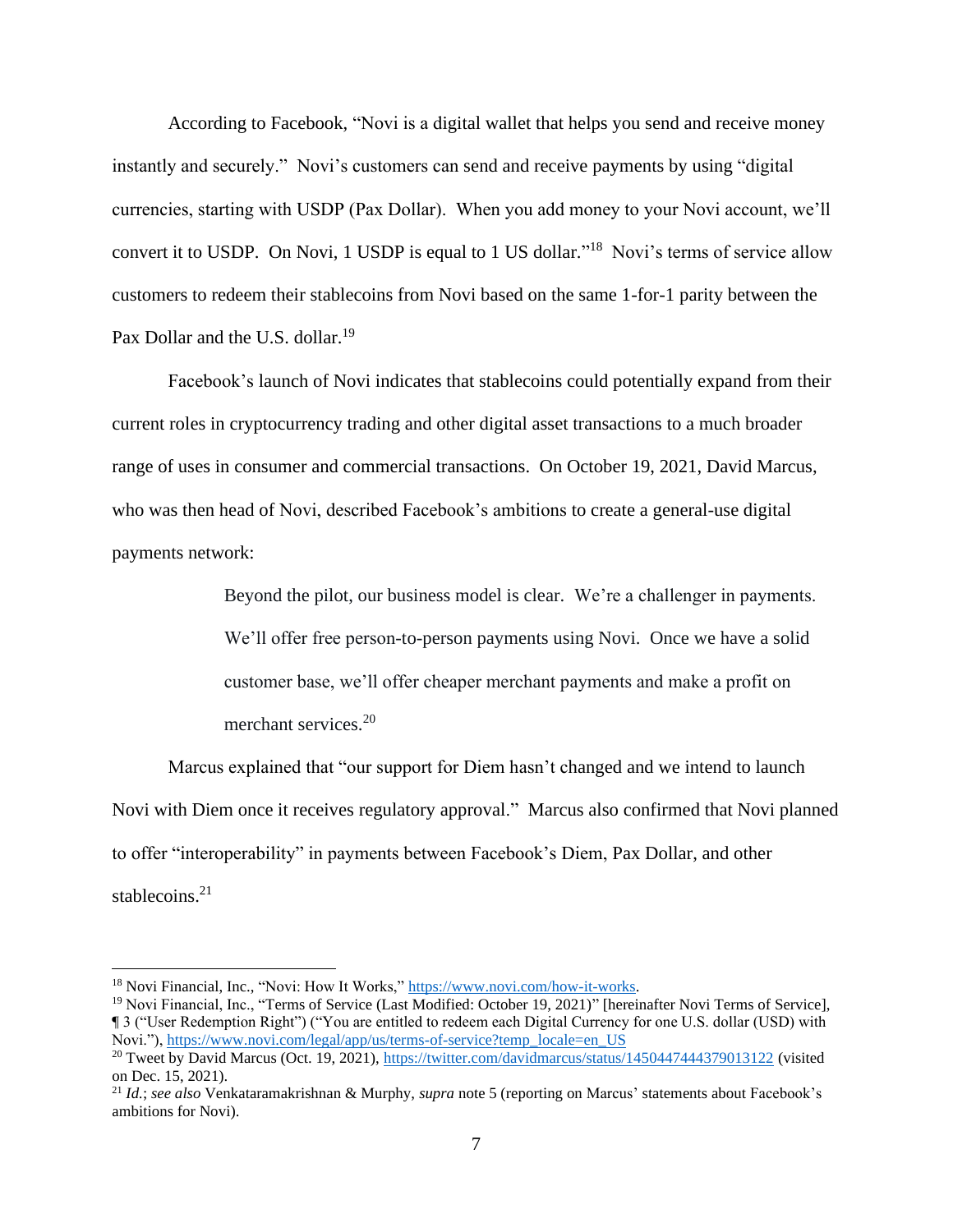According to Facebook, "Novi is a digital wallet that helps you send and receive money instantly and securely." Novi's customers can send and receive payments by using "digital currencies, starting with USDP (Pax Dollar). When you add money to your Novi account, we'll convert it to USDP. On Novi, 1 USDP is equal to 1 US dollar."[18] Novi's terms of service allow customers to redeem their stablecoins from Novi based on the same 1-for-1 parity between the Pax Dollar and the U.S. dollar.[19]

Facebook's launch of Novi indicates that stablecoins could potentially expand from their current roles in cryptocurrency trading and other digital asset transactions to a much broader range of uses in consumer and commercial transactions. On October 19, 2021, David Marcus, who was then head of Novi, described Facebook's ambitions to create a general-use digital payments network:

> Beyond the pilot, our business model is clear. We're a challenger in payments. We'll offer free person-to-person payments using Novi. Once we have a solid customer base, we'll offer cheaper merchant payments and make a profit on merchant services.[20]

Marcus explained that "our support for Diem hasn't changed and we intend to launch Novi with Diem once it receives regulatory approval." Marcus also confirmed that Novi planned to offer "interoperability" in payments between Facebook's Diem, Pax Dollar, and other stablecoins.[21]

---

[18] Novi Financial, Inc., "Novi: How It Works," https://www.novi.com/how-it-works.

[19] Novi Financial, Inc., "Terms of Service (Last Modified: October 19, 2021)" [hereinafter Novi Terms of Service], ¶ 3 ("User Redemption Right") ("You are entitled to redeem each Digital Currency for one U.S. dollar (USD) with Novi."), https://www.novi.com/legal/app/us/terms-of-service?temp_locale=en_US

[20] Tweet by David Marcus (Oct. 19, 2021), https://twitter.com/davidmarcus/status/1450447444379013122 (visited on Dec. 15, 2021).

[21] *Id.*; *see also* Venkataramakrishnan & Murphy, *supra* note 5 (reporting on Marcus' statements about Facebook's ambitions for Novi).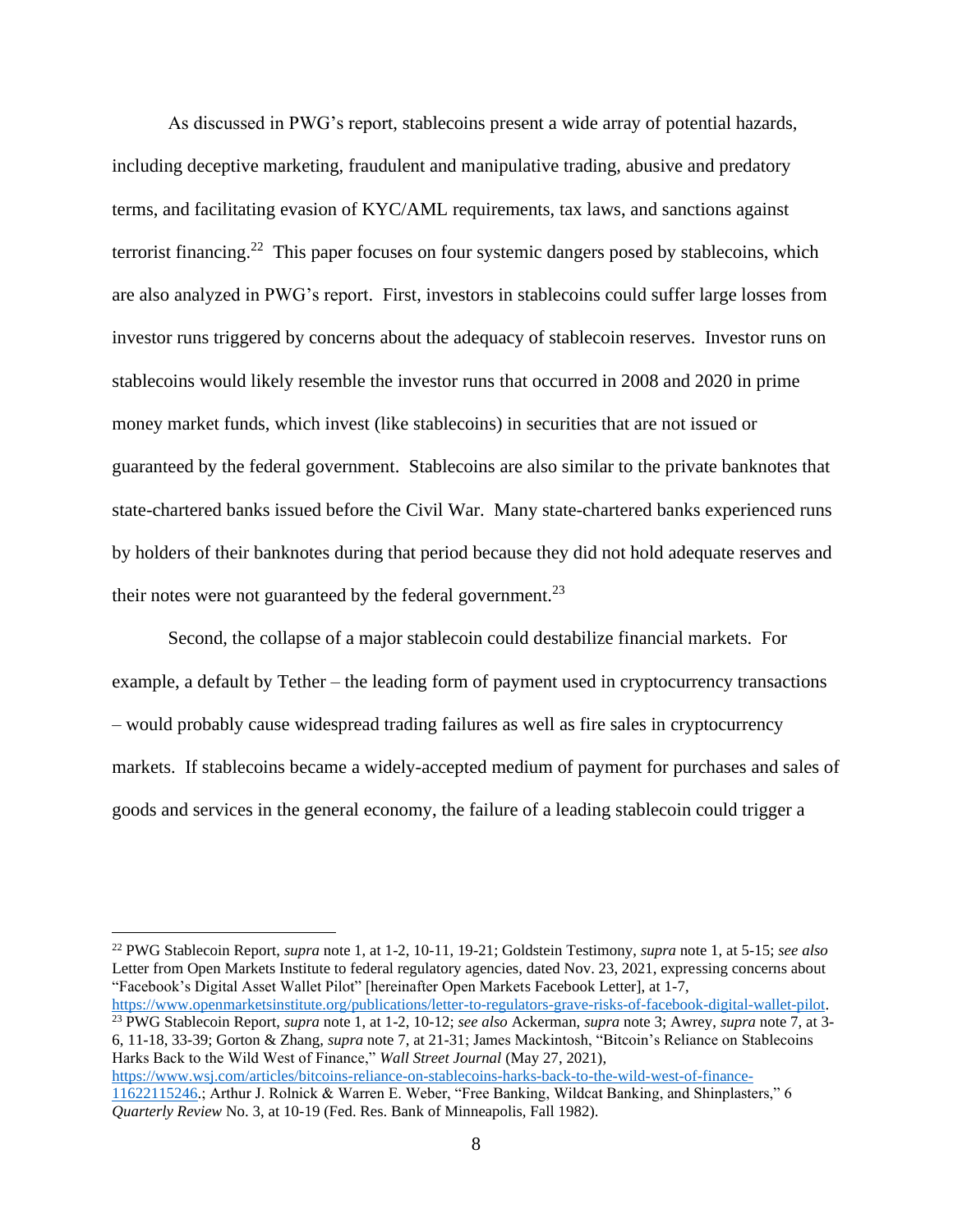As discussed in PWG's report, stablecoins present a wide array of potential hazards, including deceptive marketing, fraudulent and manipulative trading, abusive and predatory terms, and facilitating evasion of KYC/AML requirements, tax laws, and sanctions against terrorist financing.[22] This paper focuses on four systemic dangers posed by stablecoins, which are also analyzed in PWG's report. First, investors in stablecoins could suffer large losses from investor runs triggered by concerns about the adequacy of stablecoin reserves. Investor runs on stablecoins would likely resemble the investor runs that occurred in 2008 and 2020 in prime money market funds, which invest (like stablecoins) in securities that are not issued or guaranteed by the federal government. Stablecoins are also similar to the private banknotes that state-chartered banks issued before the Civil War. Many state-chartered banks experienced runs by holders of their banknotes during that period because they did not hold adequate reserves and their notes were not guaranteed by the federal government.[23]

Second, the collapse of a major stablecoin could destabilize financial markets. For example, a default by Tether – the leading form of payment used in cryptocurrency transactions – would probably cause widespread trading failures as well as fire sales in cryptocurrency markets. If stablecoins became a widely-accepted medium of payment for purchases and sales of goods and services in the general economy, the failure of a leading stablecoin could trigger a

---

[22] PWG Stablecoin Report, *supra* note 1, at 1-2, 10-11, 19-21; Goldstein Testimony, *supra* note 1, at 5-15; *see also* Letter from Open Markets Institute to federal regulatory agencies, dated Nov. 23, 2021, expressing concerns about "Facebook's Digital Asset Wallet Pilot" [hereinafter Open Markets Facebook Letter], at 1-7, https://www.openmarketsinstitute.org/publications/letter-to-regulators-grave-risks-of-facebook-digital-wallet-pilot.

[23] PWG Stablecoin Report, *supra* note 1, at 1-2, 10-12; *see also* Ackerman, *supra* note 3; Awrey, *supra* note 7, at 3-6, 11-18, 33-39; Gorton & Zhang, *supra* note 7, at 21-31; James Mackintosh, "Bitcoin's Reliance on Stablecoins Harks Back to the Wild West of Finance," *Wall Street Journal* (May 27, 2021), https://www.wsj.com/articles/bitcoins-reliance-on-stablecoins-harks-back-to-the-wild-west-of-finance-11622115246.; Arthur J. Rolnick & Warren E. Weber, "Free Banking, Wildcat Banking, and Shinplasters," 6 *Quarterly Review* No. 3, at 10-19 (Fed. Res. Bank of Minneapolis, Fall 1982).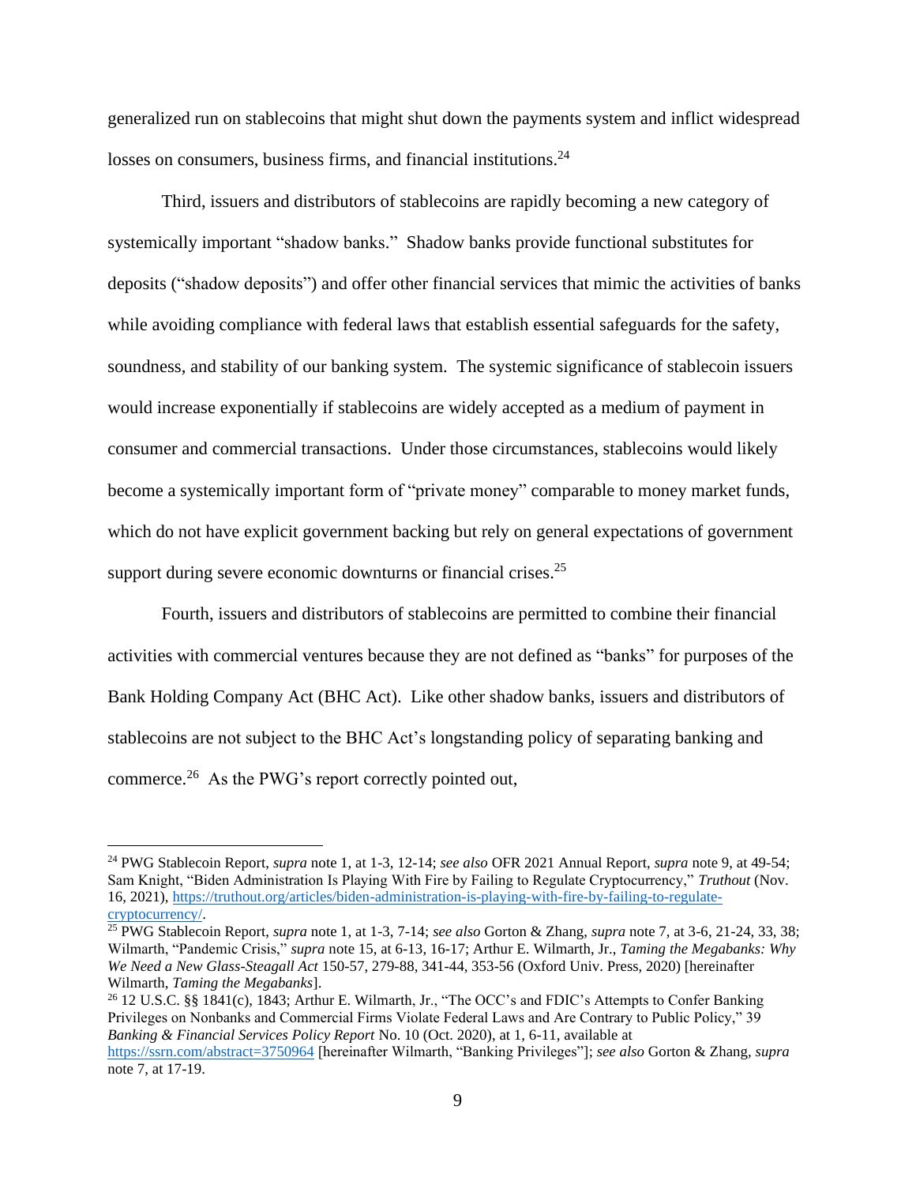generalized run on stablecoins that might shut down the payments system and inflict widespread losses on consumers, business firms, and financial institutions.[24]

Third, issuers and distributors of stablecoins are rapidly becoming a new category of systemically important "shadow banks." Shadow banks provide functional substitutes for deposits ("shadow deposits") and offer other financial services that mimic the activities of banks while avoiding compliance with federal laws that establish essential safeguards for the safety, soundness, and stability of our banking system. The systemic significance of stablecoin issuers would increase exponentially if stablecoins are widely accepted as a medium of payment in consumer and commercial transactions. Under those circumstances, stablecoins would likely become a systemically important form of "private money" comparable to money market funds, which do not have explicit government backing but rely on general expectations of government support during severe economic downturns or financial crises.[25]

Fourth, issuers and distributors of stablecoins are permitted to combine their financial activities with commercial ventures because they are not defined as "banks" for purposes of the Bank Holding Company Act (BHC Act). Like other shadow banks, issuers and distributors of stablecoins are not subject to the BHC Act's longstanding policy of separating banking and commerce.[26] As the PWG's report correctly pointed out,

---

[24] PWG Stablecoin Report, *supra* note 1, at 1-3, 12-14; *see also* OFR 2021 Annual Report, *supra* note 9, at 49-54; Sam Knight, "Biden Administration Is Playing With Fire by Failing to Regulate Cryptocurrency," *Truthout* (Nov. 16, 2021), https://truthout.org/articles/biden-administration-is-playing-with-fire-by-failing-to-regulate-cryptocurrency/.

[25] PWG Stablecoin Report, *supra* note 1, at 1-3, 7-14; *see also* Gorton & Zhang, *supra* note 7, at 3-6, 21-24, 33, 38; Wilmarth, "Pandemic Crisis," *supra* note 15, at 6-13, 16-17; Arthur E. Wilmarth, Jr., *Taming the Megabanks: Why We Need a New Glass-Steagall Act* 150-57, 279-88, 341-44, 353-56 (Oxford Univ. Press, 2020) [hereinafter Wilmarth, *Taming the Megabanks*].

[26] 12 U.S.C. §§ 1841(c), 1843; Arthur E. Wilmarth, Jr., "The OCC's and FDIC's Attempts to Confer Banking Privileges on Nonbanks and Commercial Firms Violate Federal Laws and Are Contrary to Public Policy," 39 *Banking & Financial Services Policy Report* No. 10 (Oct. 2020), at 1, 6-11, available at https://ssrn.com/abstract=3750964 [hereinafter Wilmarth, "Banking Privileges"]; *see also* Gorton & Zhang, *supra* note 7, at 17-19.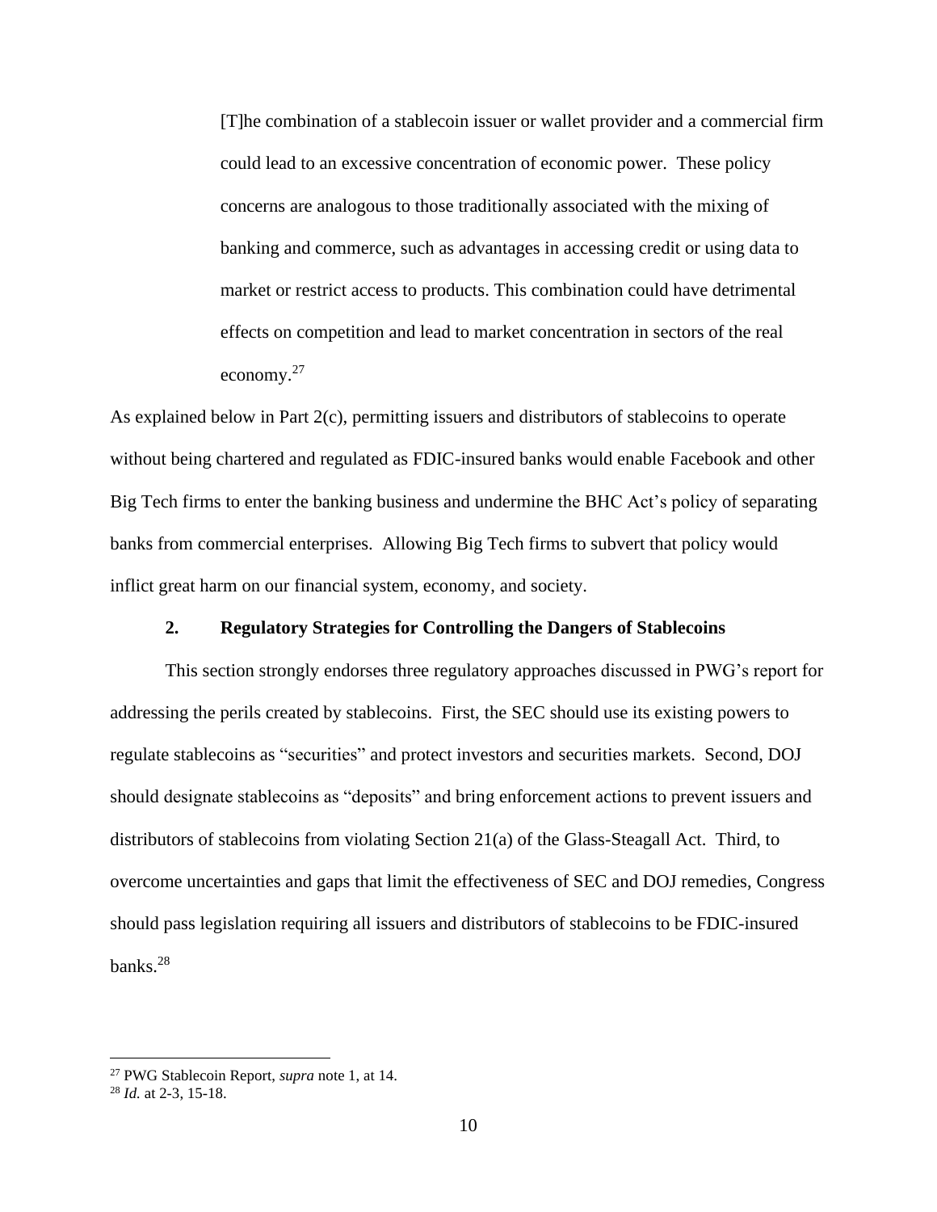> [T]he combination of a stablecoin issuer or wallet provider and a commercial firm could lead to an excessive concentration of economic power. These policy concerns are analogous to those traditionally associated with the mixing of banking and commerce, such as advantages in accessing credit or using data to market or restrict access to products. This combination could have detrimental effects on competition and lead to market concentration in sectors of the real economy.[27]

As explained below in Part 2(c), permitting issuers and distributors of stablecoins to operate without being chartered and regulated as FDIC-insured banks would enable Facebook and other Big Tech firms to enter the banking business and undermine the BHC Act's policy of separating banks from commercial enterprises. Allowing Big Tech firms to subvert that policy would inflict great harm on our financial system, economy, and society.

### 2. Regulatory Strategies for Controlling the Dangers of Stablecoins

This section strongly endorses three regulatory approaches discussed in PWG's report for addressing the perils created by stablecoins. First, the SEC should use its existing powers to regulate stablecoins as "securities" and protect investors and securities markets. Second, DOJ should designate stablecoins as "deposits" and bring enforcement actions to prevent issuers and distributors of stablecoins from violating Section 21(a) of the Glass-Steagall Act. Third, to overcome uncertainties and gaps that limit the effectiveness of SEC and DOJ remedies, Congress should pass legislation requiring all issuers and distributors of stablecoins to be FDIC-insured banks.[28]

---

[27] PWG Stablecoin Report, *supra* note 1, at 14.

[28] *Id.* at 2-3, 15-18.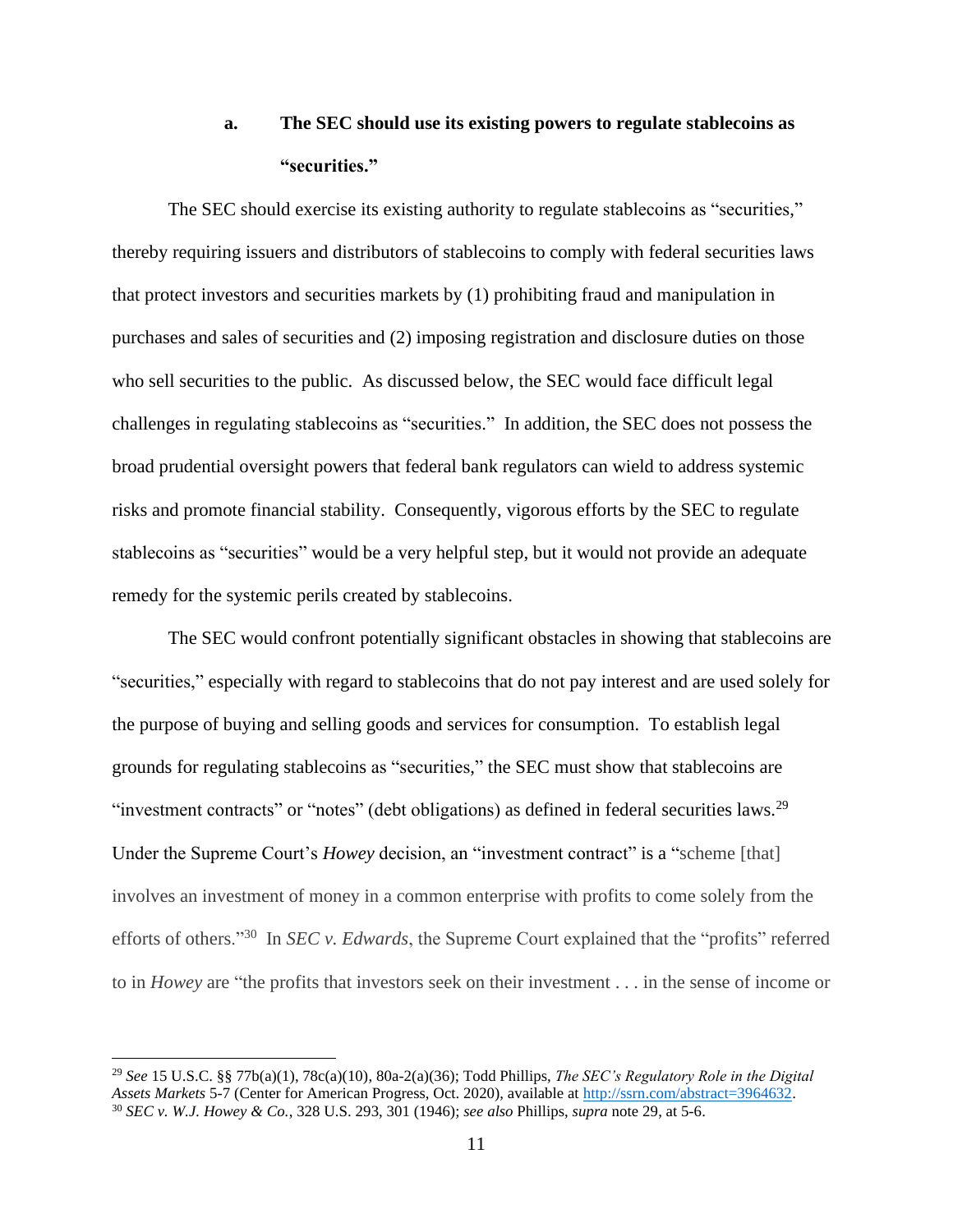### a. The SEC should use its existing powers to regulate stablecoins as "securities."

The SEC should exercise its existing authority to regulate stablecoins as "securities," thereby requiring issuers and distributors of stablecoins to comply with federal securities laws that protect investors and securities markets by (1) prohibiting fraud and manipulation in purchases and sales of securities and (2) imposing registration and disclosure duties on those who sell securities to the public. As discussed below, the SEC would face difficult legal challenges in regulating stablecoins as "securities." In addition, the SEC does not possess the broad prudential oversight powers that federal bank regulators can wield to address systemic risks and promote financial stability. Consequently, vigorous efforts by the SEC to regulate stablecoins as "securities" would be a very helpful step, but it would not provide an adequate remedy for the systemic perils created by stablecoins.

The SEC would confront potentially significant obstacles in showing that stablecoins are "securities," especially with regard to stablecoins that do not pay interest and are used solely for the purpose of buying and selling goods and services for consumption. To establish legal grounds for regulating stablecoins as "securities," the SEC must show that stablecoins are "investment contracts" or "notes" (debt obligations) as defined in federal securities laws.[29] Under the Supreme Court's *Howey* decision, an "investment contract" is a "scheme [that] involves an investment of money in a common enterprise with profits to come solely from the efforts of others."[30] In *SEC v. Edwards*, the Supreme Court explained that the "profits" referred to in *Howey* are "the profits that investors seek on their investment . . . in the sense of income or

---

[29] *See* 15 U.S.C. §§ 77b(a)(1), 78c(a)(10), 80a-2(a)(36); Todd Phillips, *The SEC's Regulatory Role in the Digital Assets Markets* 5-7 (Center for American Progress, Oct. 2020), available at http://ssrn.com/abstract=3964632.

[30] *SEC v. W.J. Howey & Co.*, 328 U.S. 293, 301 (1946); *see also* Phillips, *supra* note 29, at 5-6.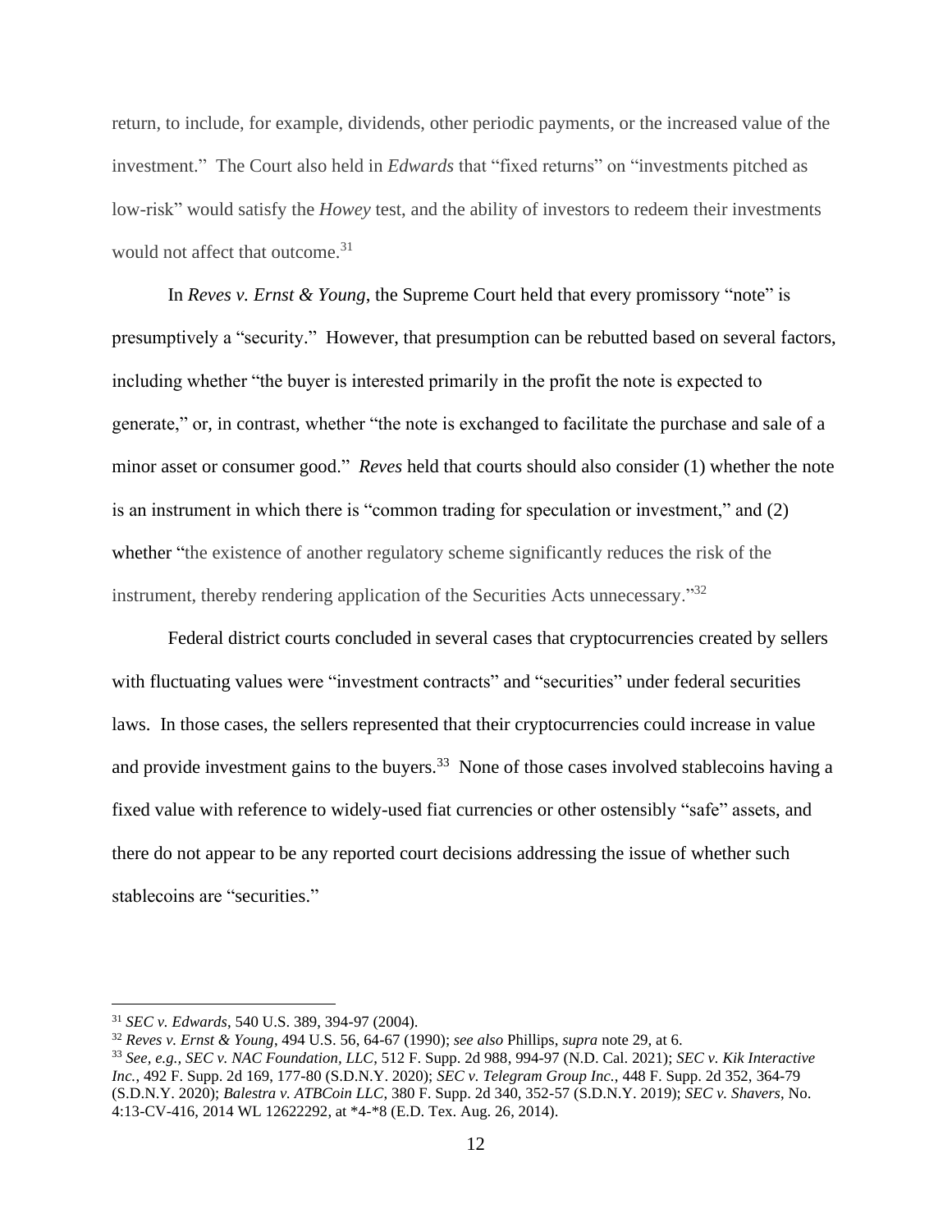return, to include, for example, dividends, other periodic payments, or the increased value of the investment." The Court also held in *Edwards* that "fixed returns" on "investments pitched as low-risk" would satisfy the *Howey* test, and the ability of investors to redeem their investments would not affect that outcome.[31]

In *Reves v. Ernst & Young*, the Supreme Court held that every promissory "note" is presumptively a "security." However, that presumption can be rebutted based on several factors, including whether "the buyer is interested primarily in the profit the note is expected to generate," or, in contrast, whether "the note is exchanged to facilitate the purchase and sale of a minor asset or consumer good." *Reves* held that courts should also consider (1) whether the note is an instrument in which there is "common trading for speculation or investment," and (2) whether "the existence of another regulatory scheme significantly reduces the risk of the instrument, thereby rendering application of the Securities Acts unnecessary."[32]

Federal district courts concluded in several cases that cryptocurrencies created by sellers with fluctuating values were "investment contracts" and "securities" under federal securities laws. In those cases, the sellers represented that their cryptocurrencies could increase in value and provide investment gains to the buyers.[33] None of those cases involved stablecoins having a fixed value with reference to widely-used fiat currencies or other ostensibly "safe" assets, and there do not appear to be any reported court decisions addressing the issue of whether such stablecoins are "securities."

---

[31] *SEC v. Edwards*, 540 U.S. 389, 394-97 (2004).

[32] *Reves v. Ernst & Young*, 494 U.S. 56, 64-67 (1990); *see also* Phillips, *supra* note 29, at 6.

[33] *See, e.g., SEC v. NAC Foundation, LLC*, 512 F. Supp. 2d 988, 994-97 (N.D. Cal. 2021); *SEC v. Kik Interactive Inc.*, 492 F. Supp. 2d 169, 177-80 (S.D.N.Y. 2020); *SEC v. Telegram Group Inc.*, 448 F. Supp. 2d 352, 364-79 (S.D.N.Y. 2020); *Balestra v. ATBCoin LLC*, 380 F. Supp. 2d 340, 352-57 (S.D.N.Y. 2019); *SEC v. Shavers*, No. 4:13-CV-416, 2014 WL 12622292, at *4-*8 (E.D. Tex. Aug. 26, 2014).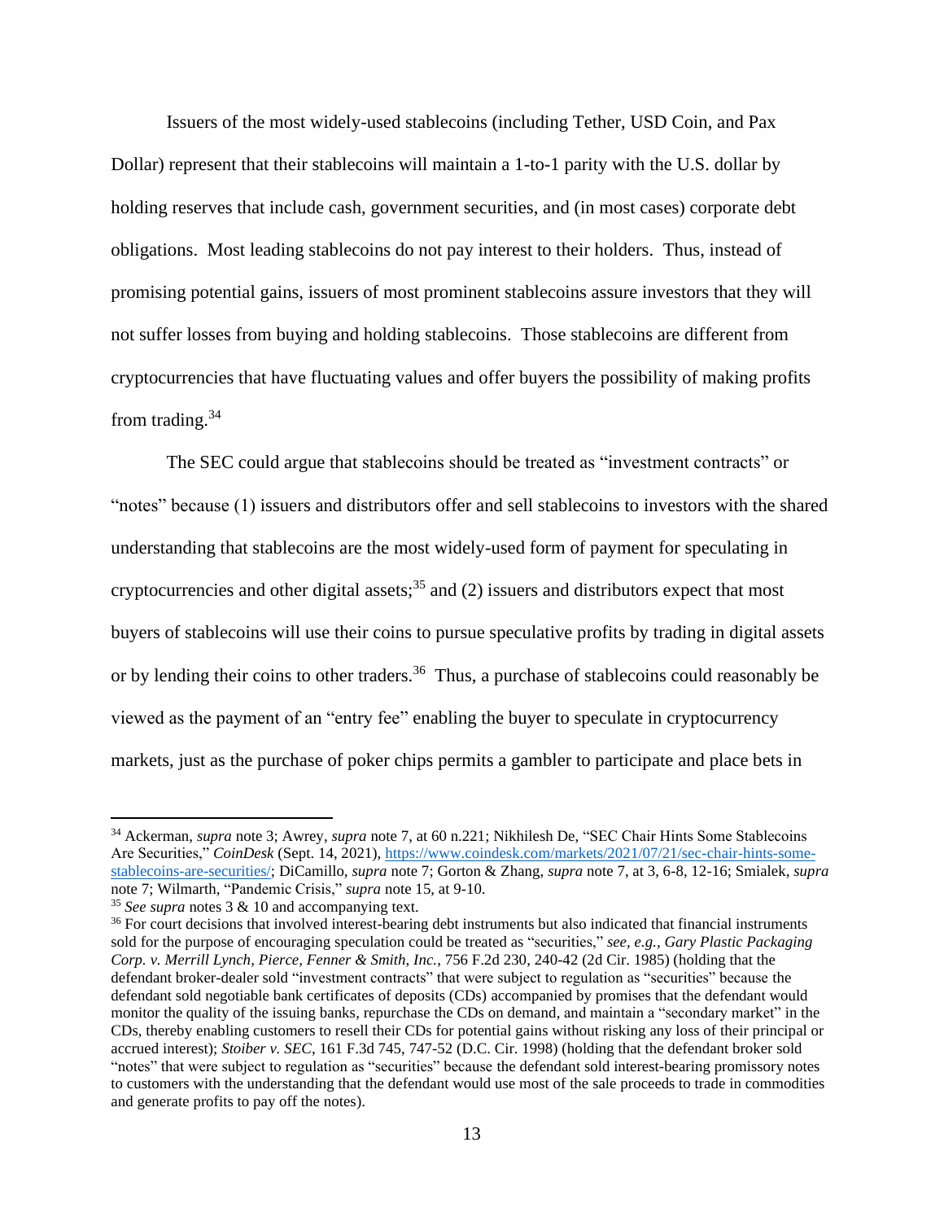Issuers of the most widely-used stablecoins (including Tether, USD Coin, and Pax Dollar) represent that their stablecoins will maintain a 1-to-1 parity with the U.S. dollar by holding reserves that include cash, government securities, and (in most cases) corporate debt obligations. Most leading stablecoins do not pay interest to their holders. Thus, instead of promising potential gains, issuers of most prominent stablecoins assure investors that they will not suffer losses from buying and holding stablecoins. Those stablecoins are different from cryptocurrencies that have fluctuating values and offer buyers the possibility of making profits from trading.[34]

The SEC could argue that stablecoins should be treated as "investment contracts" or "notes" because (1) issuers and distributors offer and sell stablecoins to investors with the shared understanding that stablecoins are the most widely-used form of payment for speculating in cryptocurrencies and other digital assets;[35] and (2) issuers and distributors expect that most buyers of stablecoins will use their coins to pursue speculative profits by trading in digital assets or by lending their coins to other traders.[36] Thus, a purchase of stablecoins could reasonably be viewed as the payment of an "entry fee" enabling the buyer to speculate in cryptocurrency markets, just as the purchase of poker chips permits a gambler to participate and place bets in

---

[34] Ackerman, *supra* note 3; Awrey, *supra* note 7, at 60 n.221; Nikhilesh De, "SEC Chair Hints Some Stablecoins Are Securities," *CoinDesk* (Sept. 14, 2021), [https://www.coindesk.com/markets/2021/07/21/sec-chair-hints-some-stablecoins-are-securities/](https://www.coindesk.com/markets/2021/07/21/sec-chair-hints-some-stablecoins-are-securities/); DiCamillo, *supra* note 7; Gorton & Zhang, *supra* note 7, at 3, 6-8, 12-16; Smialek, *supra* note 7; Wilmarth, "Pandemic Crisis," *supra* note 15, at 9-10.

[35] *See supra* notes 3 & 10 and accompanying text.

[36] For court decisions that involved interest-bearing debt instruments but also indicated that financial instruments sold for the purpose of encouraging speculation could be treated as "securities," *see, e.g.*, *Gary Plastic Packaging Corp. v. Merrill Lynch, Pierce, Fenner & Smith, Inc.*, 756 F.2d 230, 240-42 (2d Cir. 1985) (holding that the defendant broker-dealer sold "investment contracts" that were subject to regulation as "securities" because the defendant sold negotiable bank certificates of deposits (CDs) accompanied by promises that the defendant would monitor the quality of the issuing banks, repurchase the CDs on demand, and maintain a "secondary market" in the CDs, thereby enabling customers to resell their CDs for potential gains without risking any loss of their principal or accrued interest); *Stoiber v. SEC*, 161 F.3d 745, 747-52 (D.C. Cir. 1998) (holding that the defendant broker sold "notes" that were subject to regulation as "securities" because the defendant sold interest-bearing promissory notes to customers with the understanding that the defendant would use most of the sale proceeds to trade in commodities and generate profits to pay off the notes).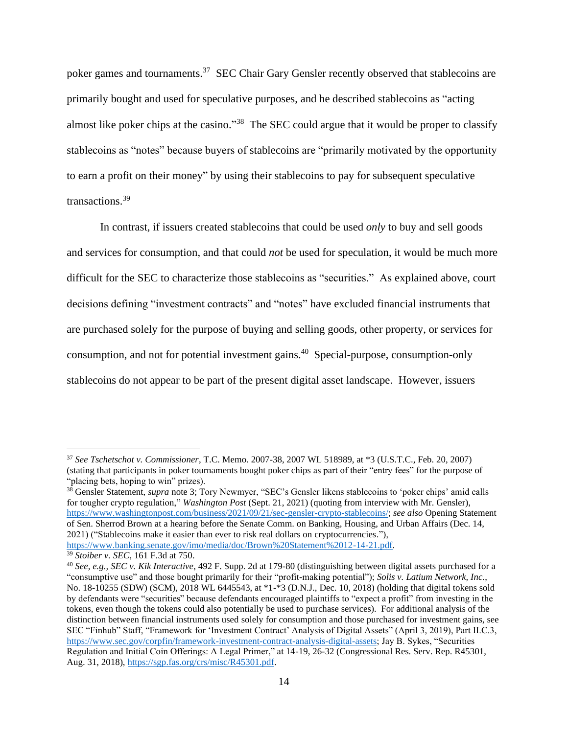poker games and tournaments.[37] SEC Chair Gary Gensler recently observed that stablecoins are primarily bought and used for speculative purposes, and he described stablecoins as "acting almost like poker chips at the casino."[38] The SEC could argue that it would be proper to classify stablecoins as "notes" because buyers of stablecoins are "primarily motivated by the opportunity to earn a profit on their money" by using their stablecoins to pay for subsequent speculative transactions.[39]

In contrast, if issuers created stablecoins that could be used *only* to buy and sell goods and services for consumption, and that could *not* be used for speculation, it would be much more difficult for the SEC to characterize those stablecoins as "securities." As explained above, court decisions defining "investment contracts" and "notes" have excluded financial instruments that are purchased solely for the purpose of buying and selling goods, other property, or services for consumption, and not for potential investment gains.[40] Special-purpose, consumption-only stablecoins do not appear to be part of the present digital asset landscape. However, issuers

---

[37] *See Tschetschot v. Commissioner*, T.C. Memo. 2007-38, 2007 WL 518989, at *3 (U.S.T.C., Feb. 20, 2007) (stating that participants in poker tournaments bought poker chips as part of their "entry fees" for the purpose of "placing bets, hoping to win" prizes).

[38] Gensler Statement, *supra* note 3; Tory Newmyer, "SEC's Gensler likens stablecoins to 'poker chips' amid calls for tougher crypto regulation," *Washington Post* (Sept. 21, 2021) (quoting from interview with Mr. Gensler), https://www.washingtonpost.com/business/2021/09/21/sec-gensler-crypto-stablecoins/; *see also* Opening Statement of Sen. Sherrod Brown at a hearing before the Senate Comm. on Banking, Housing, and Urban Affairs (Dec. 14, 2021) ("Stablecoins make it easier than ever to risk real dollars on cryptocurrencies."), https://www.banking.senate.gov/imo/media/doc/Brown%20Statement%2012-14-21.pdf.

[39] *Stoiber v. SEC*, 161 F.3d at 750.

[40] *See, e.g., SEC v. Kik Interactive*, 492 F. Supp. 2d at 179-80 (distinguishing between digital assets purchased for a "consumptive use" and those bought primarily for their "profit-making potential"); *Solis v. Latium Network, Inc.*, No. 18-10255 (SDW) (SCM), 2018 WL 6445543, at *1-*3 (D.N.J., Dec. 10, 2018) (holding that digital tokens sold by defendants were "securities" because defendants encouraged plaintiffs to "expect a profit" from investing in the tokens, even though the tokens could also potentially be used to purchase services). For additional analysis of the distinction between financial instruments used solely for consumption and those purchased for investment gains, see SEC "Finhub" Staff, "Framework for 'Investment Contract' Analysis of Digital Assets" (April 3, 2019), Part II.C.3, https://www.sec.gov/corpfin/framework-investment-contract-analysis-digital-assets; Jay B. Sykes, "Securities Regulation and Initial Coin Offerings: A Legal Primer," at 14-19, 26-32 (Congressional Res. Serv. Rep. R45301, Aug. 31, 2018), https://sgp.fas.org/crs/misc/R45301.pdf.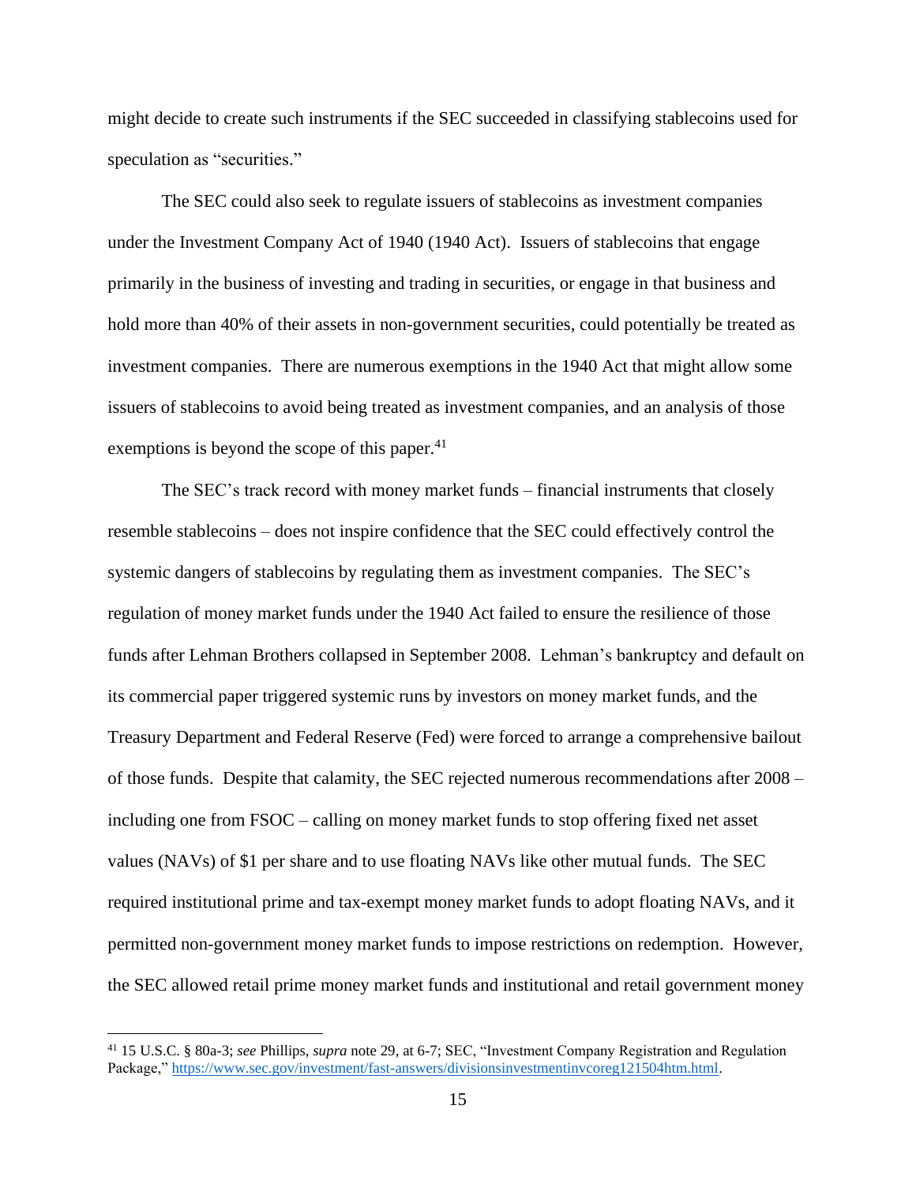might decide to create such instruments if the SEC succeeded in classifying stablecoins used for speculation as "securities."

The SEC could also seek to regulate issuers of stablecoins as investment companies under the Investment Company Act of 1940 (1940 Act). Issuers of stablecoins that engage primarily in the business of investing and trading in securities, or engage in that business and hold more than 40% of their assets in non-government securities, could potentially be treated as investment companies. There are numerous exemptions in the 1940 Act that might allow some issuers of stablecoins to avoid being treated as investment companies, and an analysis of those exemptions is beyond the scope of this paper.[41]

The SEC's track record with money market funds – financial instruments that closely resemble stablecoins – does not inspire confidence that the SEC could effectively control the systemic dangers of stablecoins by regulating them as investment companies. The SEC's regulation of money market funds under the 1940 Act failed to ensure the resilience of those funds after Lehman Brothers collapsed in September 2008. Lehman's bankruptcy and default on its commercial paper triggered systemic runs by investors on money market funds, and the Treasury Department and Federal Reserve (Fed) were forced to arrange a comprehensive bailout of those funds. Despite that calamity, the SEC rejected numerous recommendations after 2008 – including one from FSOC – calling on money market funds to stop offering fixed net asset values (NAVs) of $1 per share and to use floating NAVs like other mutual funds. The SEC required institutional prime and tax-exempt money market funds to adopt floating NAVs, and it permitted non-government money market funds to impose restrictions on redemption. However, the SEC allowed retail prime money market funds and institutional and retail government money

---

[41] 15 U.S.C. § 80a-3; *see* Phillips, *supra* note 29, at 6-7; SEC, "Investment Company Registration and Regulation Package," https://www.sec.gov/investment/fast-answers/divisionsinvestmentinvcoreg121504htm.html.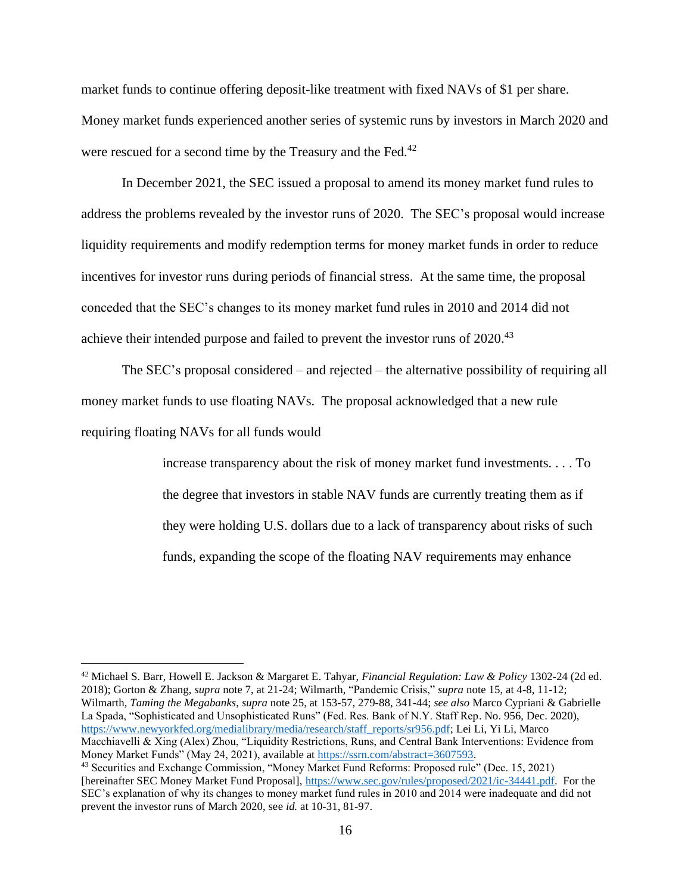market funds to continue offering deposit-like treatment with fixed NAVs of $1 per share. Money market funds experienced another series of systemic runs by investors in March 2020 and were rescued for a second time by the Treasury and the Fed.[42]

In December 2021, the SEC issued a proposal to amend its money market fund rules to address the problems revealed by the investor runs of 2020. The SEC's proposal would increase liquidity requirements and modify redemption terms for money market funds in order to reduce incentives for investor runs during periods of financial stress. At the same time, the proposal conceded that the SEC's changes to its money market fund rules in 2010 and 2014 did not achieve their intended purpose and failed to prevent the investor runs of 2020.[43]

The SEC's proposal considered – and rejected – the alternative possibility of requiring all money market funds to use floating NAVs. The proposal acknowledged that a new rule requiring floating NAVs for all funds would

> increase transparency about the risk of money market fund investments. . . . To the degree that investors in stable NAV funds are currently treating them as if they were holding U.S. dollars due to a lack of transparency about risks of such funds, expanding the scope of the floating NAV requirements may enhance

---

[42] Michael S. Barr, Howell E. Jackson & Margaret E. Tahyar, *Financial Regulation: Law & Policy* 1302-24 (2d ed. 2018); Gorton & Zhang, *supra* note 7, at 21-24; Wilmarth, "Pandemic Crisis," *supra* note 15, at 4-8, 11-12; Wilmarth, *Taming the Megabanks*, *supra* note 25, at 153-57, 279-88, 341-44; *see also* Marco Cypriani & Gabrielle La Spada, "Sophisticated and Unsophisticated Runs" (Fed. Res. Bank of N.Y. Staff Rep. No. 956, Dec. 2020), https://www.newyorkfed.org/medialibrary/media/research/staff_reports/sr956.pdf; Lei Li, Yi Li, Marco Macchiavelli & Xing (Alex) Zhou, "Liquidity Restrictions, Runs, and Central Bank Interventions: Evidence from Money Market Funds" (May 24, 2021), available at https://ssrn.com/abstract=3607593.

[43] Securities and Exchange Commission, "Money Market Fund Reforms: Proposed rule" (Dec. 15, 2021) [hereinafter SEC Money Market Fund Proposal], https://www.sec.gov/rules/proposed/2021/ic-34441.pdf. For the SEC's explanation of why its changes to money market fund rules in 2010 and 2014 were inadequate and did not prevent the investor runs of March 2020, see *id.* at 10-31, 81-97.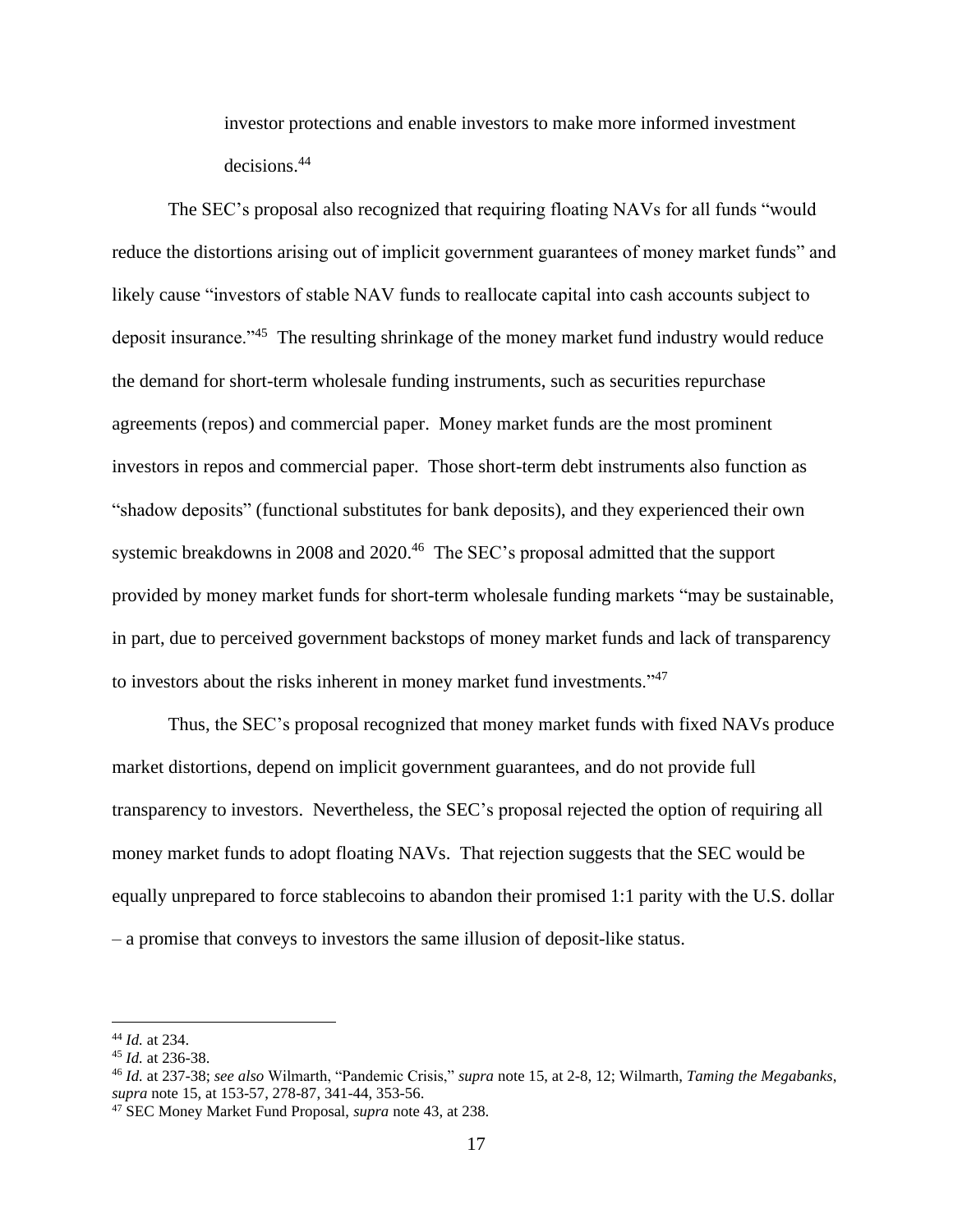> investor protections and enable investors to make more informed investment decisions.[44]

The SEC's proposal also recognized that requiring floating NAVs for all funds "would reduce the distortions arising out of implicit government guarantees of money market funds" and likely cause "investors of stable NAV funds to reallocate capital into cash accounts subject to deposit insurance."[45] The resulting shrinkage of the money market fund industry would reduce the demand for short-term wholesale funding instruments, such as securities repurchase agreements (repos) and commercial paper. Money market funds are the most prominent investors in repos and commercial paper. Those short-term debt instruments also function as "shadow deposits" (functional substitutes for bank deposits), and they experienced their own systemic breakdowns in 2008 and 2020.[46] The SEC's proposal admitted that the support provided by money market funds for short-term wholesale funding markets "may be sustainable, in part, due to perceived government backstops of money market funds and lack of transparency to investors about the risks inherent in money market fund investments."[47]

Thus, the SEC's proposal recognized that money market funds with fixed NAVs produce market distortions, depend on implicit government guarantees, and do not provide full transparency to investors. Nevertheless, the SEC's proposal rejected the option of requiring all money market funds to adopt floating NAVs. That rejection suggests that the SEC would be equally unprepared to force stablecoins to abandon their promised 1:1 parity with the U.S. dollar – a promise that conveys to investors the same illusion of deposit-like status.

---

[44] *Id.* at 234.

[45] *Id.* at 236-38.

[46] *Id.* at 237-38; *see also* Wilmarth, "Pandemic Crisis," *supra* note 15, at 2-8, 12; Wilmarth, *Taming the Megabanks*, *supra* note 15, at 153-57, 278-87, 341-44, 353-56.

[47] SEC Money Market Fund Proposal, *supra* note 43, at 238.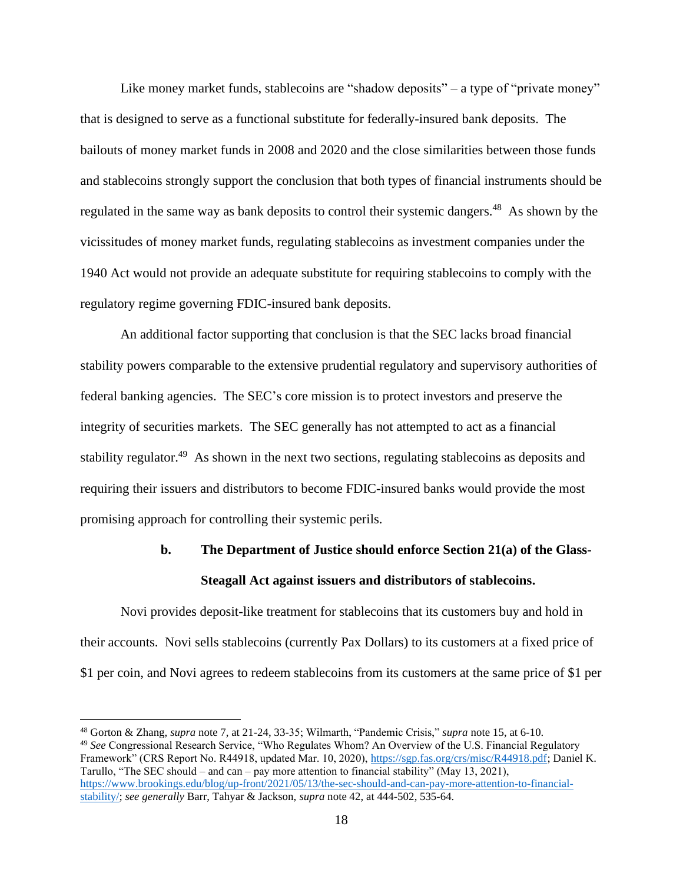Like money market funds, stablecoins are "shadow deposits" – a type of "private money" that is designed to serve as a functional substitute for federally-insured bank deposits. The bailouts of money market funds in 2008 and 2020 and the close similarities between those funds and stablecoins strongly support the conclusion that both types of financial instruments should be regulated in the same way as bank deposits to control their systemic dangers.[48] As shown by the vicissitudes of money market funds, regulating stablecoins as investment companies under the 1940 Act would not provide an adequate substitute for requiring stablecoins to comply with the regulatory regime governing FDIC-insured bank deposits.

An additional factor supporting that conclusion is that the SEC lacks broad financial stability powers comparable to the extensive prudential regulatory and supervisory authorities of federal banking agencies. The SEC's core mission is to protect investors and preserve the integrity of securities markets. The SEC generally has not attempted to act as a financial stability regulator.[49] As shown in the next two sections, regulating stablecoins as deposits and requiring their issuers and distributors to become FDIC-insured banks would provide the most promising approach for controlling their systemic perils.

### b. The Department of Justice should enforce Section 21(a) of the Glass-Steagall Act against issuers and distributors of stablecoins.

Novi provides deposit-like treatment for stablecoins that its customers buy and hold in their accounts. Novi sells stablecoins (currently Pax Dollars) to its customers at a fixed price of $1 per coin, and Novi agrees to redeem stablecoins from its customers at the same price of $1 per

---

[48] Gorton & Zhang, *supra* note 7, at 21-24, 33-35; Wilmarth, "Pandemic Crisis," *supra* note 15, at 6-10.

[49] *See* Congressional Research Service, "Who Regulates Whom? An Overview of the U.S. Financial Regulatory Framework" (CRS Report No. R44918, updated Mar. 10, 2020), https://sgp.fas.org/crs/misc/R44918.pdf; Daniel K. Tarullo, "The SEC should – and can – pay more attention to financial stability" (May 13, 2021), https://www.brookings.edu/blog/up-front/2021/05/13/the-sec-should-and-can-pay-more-attention-to-financial-stability/; *see generally* Barr, Tahyar & Jackson, *supra* note 42, at 444-502, 535-64.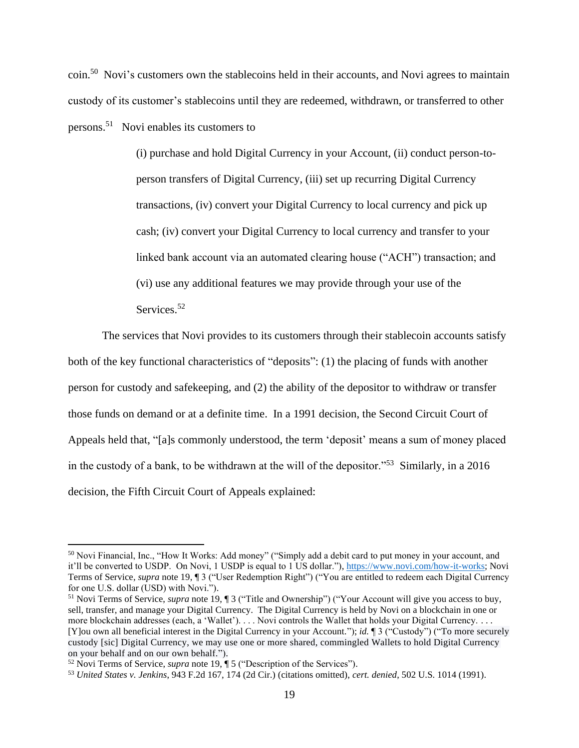coin.[50] Novi's customers own the stablecoins held in their accounts, and Novi agrees to maintain custody of its customer's stablecoins until they are redeemed, withdrawn, or transferred to other persons.[51] Novi enables its customers to

> (i) purchase and hold Digital Currency in your Account, (ii) conduct person-to-person transfers of Digital Currency, (iii) set up recurring Digital Currency transactions, (iv) convert your Digital Currency to local currency and pick up cash; (iv) convert your Digital Currency to local currency and transfer to your linked bank account via an automated clearing house ("ACH") transaction; and (vi) use any additional features we may provide through your use of the Services.[52]

The services that Novi provides to its customers through their stablecoin accounts satisfy both of the key functional characteristics of "deposits": (1) the placing of funds with another person for custody and safekeeping, and (2) the ability of the depositor to withdraw or transfer those funds on demand or at a definite time. In a 1991 decision, the Second Circuit Court of Appeals held that, "[a]s commonly understood, the term 'deposit' means a sum of money placed in the custody of a bank, to be withdrawn at the will of the depositor."[53] Similarly, in a 2016 decision, the Fifth Circuit Court of Appeals explained:

---

[50] Novi Financial, Inc., "How It Works: Add money" ("Simply add a debit card to put money in your account, and it'll be converted to USDP. On Novi, 1 USDP is equal to 1 US dollar."), https://www.novi.com/how-it-works; Novi Terms of Service, *supra* note 19, ¶ 3 ("User Redemption Right") ("You are entitled to redeem each Digital Currency for one U.S. dollar (USD) with Novi.").

[51] Novi Terms of Service, *supra* note 19, ¶ 3 ("Title and Ownership") ("Your Account will give you access to buy, sell, transfer, and manage your Digital Currency. The Digital Currency is held by Novi on a blockchain in one or more blockchain addresses (each, a 'Wallet'). . . . Novi controls the Wallet that holds your Digital Currency. . . . [Y]ou own all beneficial interest in the Digital Currency in your Account."); *id.* ¶ 3 ("Custody") ("To more securely custody [sic] Digital Currency, we may use one or more shared, commingled Wallets to hold Digital Currency on your behalf and on our own behalf.").

[52] Novi Terms of Service, *supra* note 19, ¶ 5 ("Description of the Services").

[53] *United States v. Jenkins*, 943 F.2d 167, 174 (2d Cir.) (citations omitted), *cert. denied*, 502 U.S. 1014 (1991).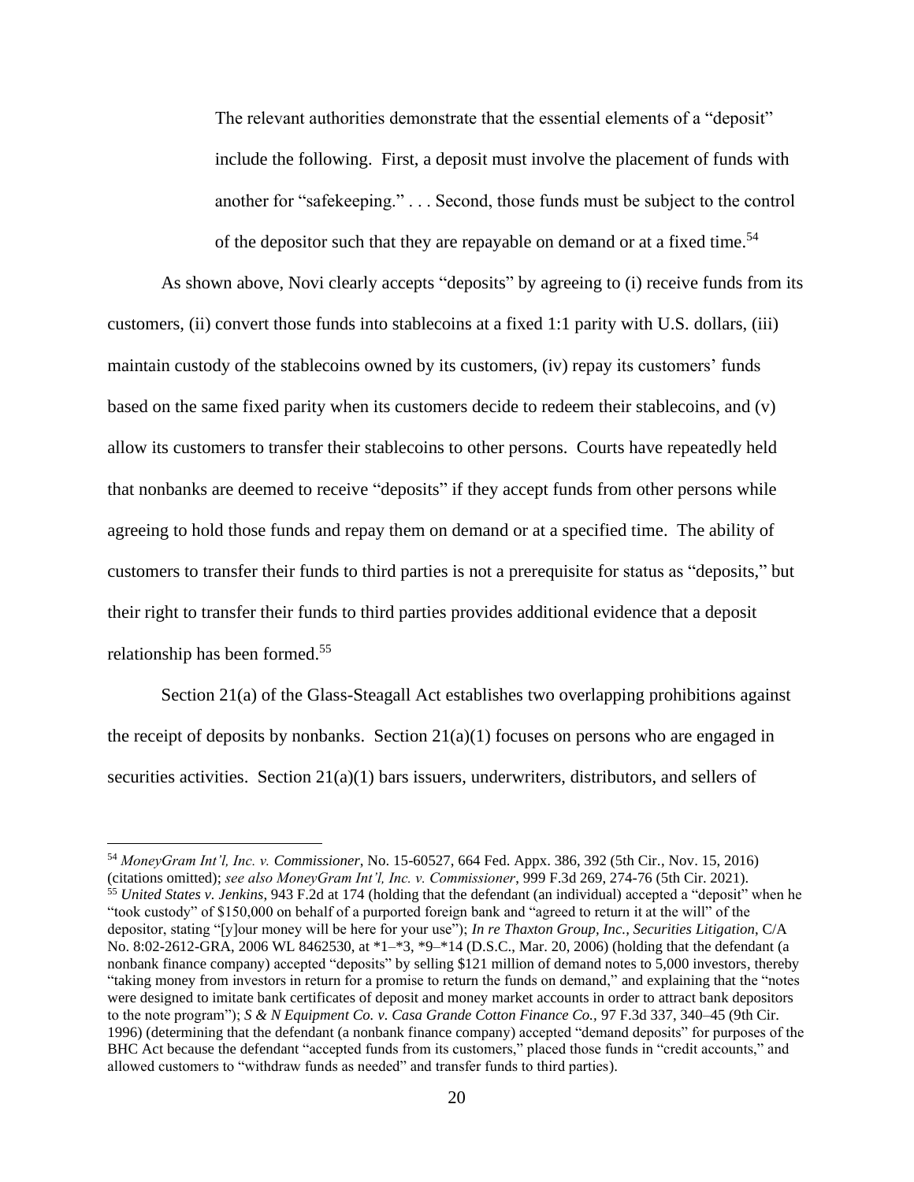> The relevant authorities demonstrate that the essential elements of a "deposit" include the following. First, a deposit must involve the placement of funds with another for "safekeeping." . . . Second, those funds must be subject to the control of the depositor such that they are repayable on demand or at a fixed time.[54]

As shown above, Novi clearly accepts "deposits" by agreeing to (i) receive funds from its customers, (ii) convert those funds into stablecoins at a fixed 1:1 parity with U.S. dollars, (iii) maintain custody of the stablecoins owned by its customers, (iv) repay its customers' funds based on the same fixed parity when its customers decide to redeem their stablecoins, and (v) allow its customers to transfer their stablecoins to other persons. Courts have repeatedly held that nonbanks are deemed to receive "deposits" if they accept funds from other persons while agreeing to hold those funds and repay them on demand or at a specified time. The ability of customers to transfer their funds to third parties is not a prerequisite for status as "deposits," but their right to transfer their funds to third parties provides additional evidence that a deposit relationship has been formed.[55]

Section 21(a) of the Glass-Steagall Act establishes two overlapping prohibitions against the receipt of deposits by nonbanks. Section 21(a)(1) focuses on persons who are engaged in securities activities. Section 21(a)(1) bars issuers, underwriters, distributors, and sellers of

---

[54] *MoneyGram Int'l, Inc. v. Commissioner*, No. 15-60527, 664 Fed. Appx. 386, 392 (5th Cir., Nov. 15, 2016) (citations omitted); *see also MoneyGram Int'l, Inc. v. Commissioner*, 999 F.3d 269, 274-76 (5th Cir. 2021).

[55] *United States v. Jenkins*, 943 F.2d at 174 (holding that the defendant (an individual) accepted a "deposit" when he "took custody" of $150,000 on behalf of a purported foreign bank and "agreed to return it at the will" of the depositor, stating "[y]our money will be here for your use"); *In re Thaxton Group, Inc., Securities Litigation*, C/A No. 8:02-2612-GRA, 2006 WL 8462530, at *1–*3, *9–*14 (D.S.C., Mar. 20, 2006) (holding that the defendant (a nonbank finance company) accepted "deposits" by selling $121 million of demand notes to 5,000 investors, thereby "taking money from investors in return for a promise to return the funds on demand," and explaining that the "notes were designed to imitate bank certificates of deposit and money market accounts in order to attract bank depositors to the note program"); *S & N Equipment Co. v. Casa Grande Cotton Finance Co.*, 97 F.3d 337, 340–45 (9th Cir. 1996) (determining that the defendant (a nonbank finance company) accepted "demand deposits" for purposes of the BHC Act because the defendant "accepted funds from its customers," placed those funds in "credit accounts," and allowed customers to "withdraw funds as needed" and transfer funds to third parties).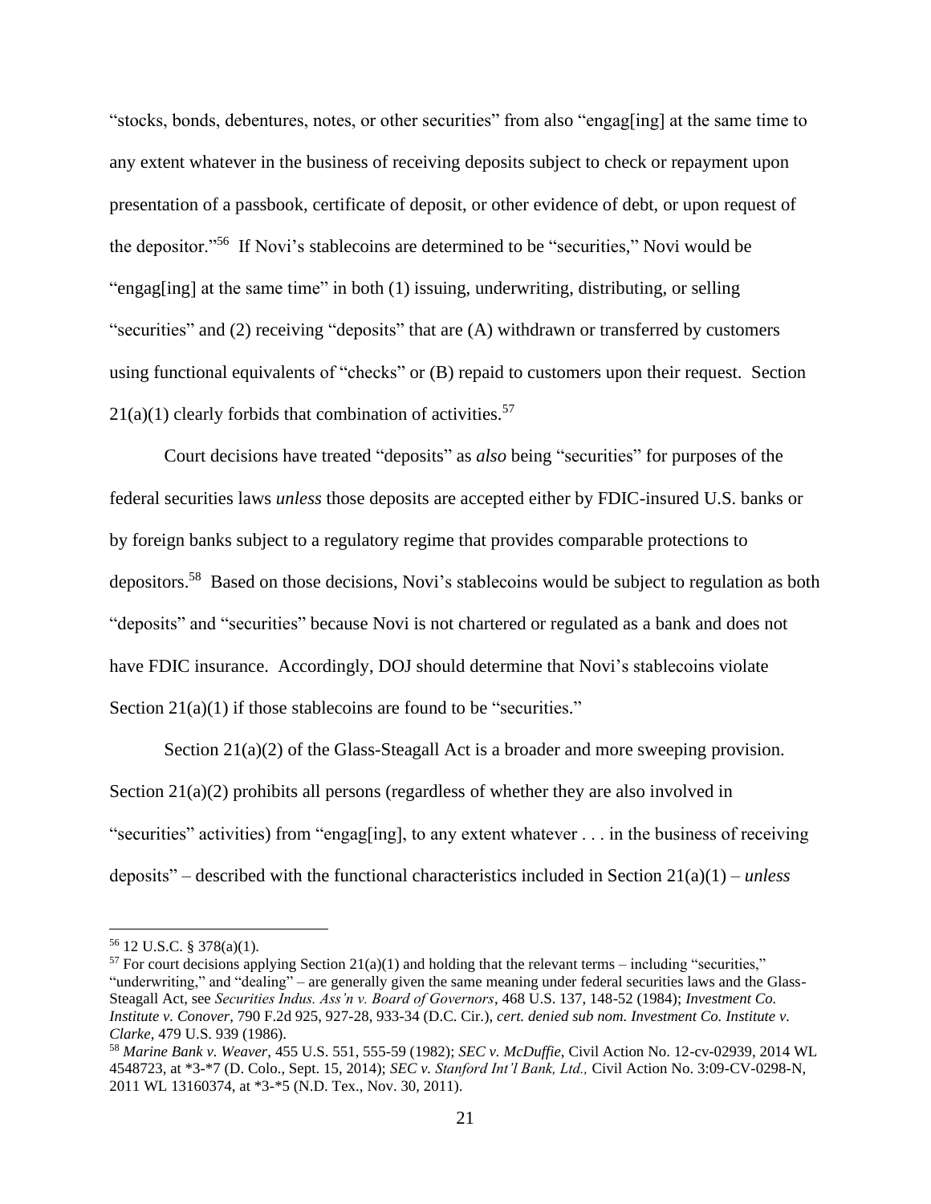"stocks, bonds, debentures, notes, or other securities" from also "engag[ing] at the same time to any extent whatever in the business of receiving deposits subject to check or repayment upon presentation of a passbook, certificate of deposit, or other evidence of debt, or upon request of the depositor."[56] If Novi's stablecoins are determined to be "securities," Novi would be "engag[ing] at the same time" in both (1) issuing, underwriting, distributing, or selling "securities" and (2) receiving "deposits" that are (A) withdrawn or transferred by customers using functional equivalents of "checks" or (B) repaid to customers upon their request. Section 21(a)(1) clearly forbids that combination of activities.[57]

Court decisions have treated "deposits" as *also* being "securities" for purposes of the federal securities laws *unless* those deposits are accepted either by FDIC-insured U.S. banks or by foreign banks subject to a regulatory regime that provides comparable protections to depositors.[58] Based on those decisions, Novi's stablecoins would be subject to regulation as both "deposits" and "securities" because Novi is not chartered or regulated as a bank and does not have FDIC insurance. Accordingly, DOJ should determine that Novi's stablecoins violate Section 21(a)(1) if those stablecoins are found to be "securities."

Section 21(a)(2) of the Glass-Steagall Act is a broader and more sweeping provision. Section 21(a)(2) prohibits all persons (regardless of whether they are also involved in "securities" activities) from "engag[ing], to any extent whatever . . . in the business of receiving deposits" – described with the functional characteristics included in Section 21(a)(1) – *unless*

---

[56] 12 U.S.C. § 378(a)(1).

[57] For court decisions applying Section 21(a)(1) and holding that the relevant terms – including "securities," "underwriting," and "dealing" – are generally given the same meaning under federal securities laws and the Glass-Steagall Act, see *Securities Indus. Ass'n v. Board of Governors*, 468 U.S. 137, 148-52 (1984); *Investment Co. Institute v. Conover*, 790 F.2d 925, 927-28, 933-34 (D.C. Cir.), *cert. denied sub nom. Investment Co. Institute v. Clarke*, 479 U.S. 939 (1986).

[58] *Marine Bank v. Weaver*, 455 U.S. 551, 555-59 (1982); *SEC v. McDuffie*, Civil Action No. 12-cv-02939, 2014 WL 4548723, at *3-*7 (D. Colo., Sept. 15, 2014); *SEC v. Stanford Int'l Bank, Ltd.,* Civil Action No. 3:09-CV-0298-N, 2011 WL 13160374, at *3-*5 (N.D. Tex., Nov. 30, 2011).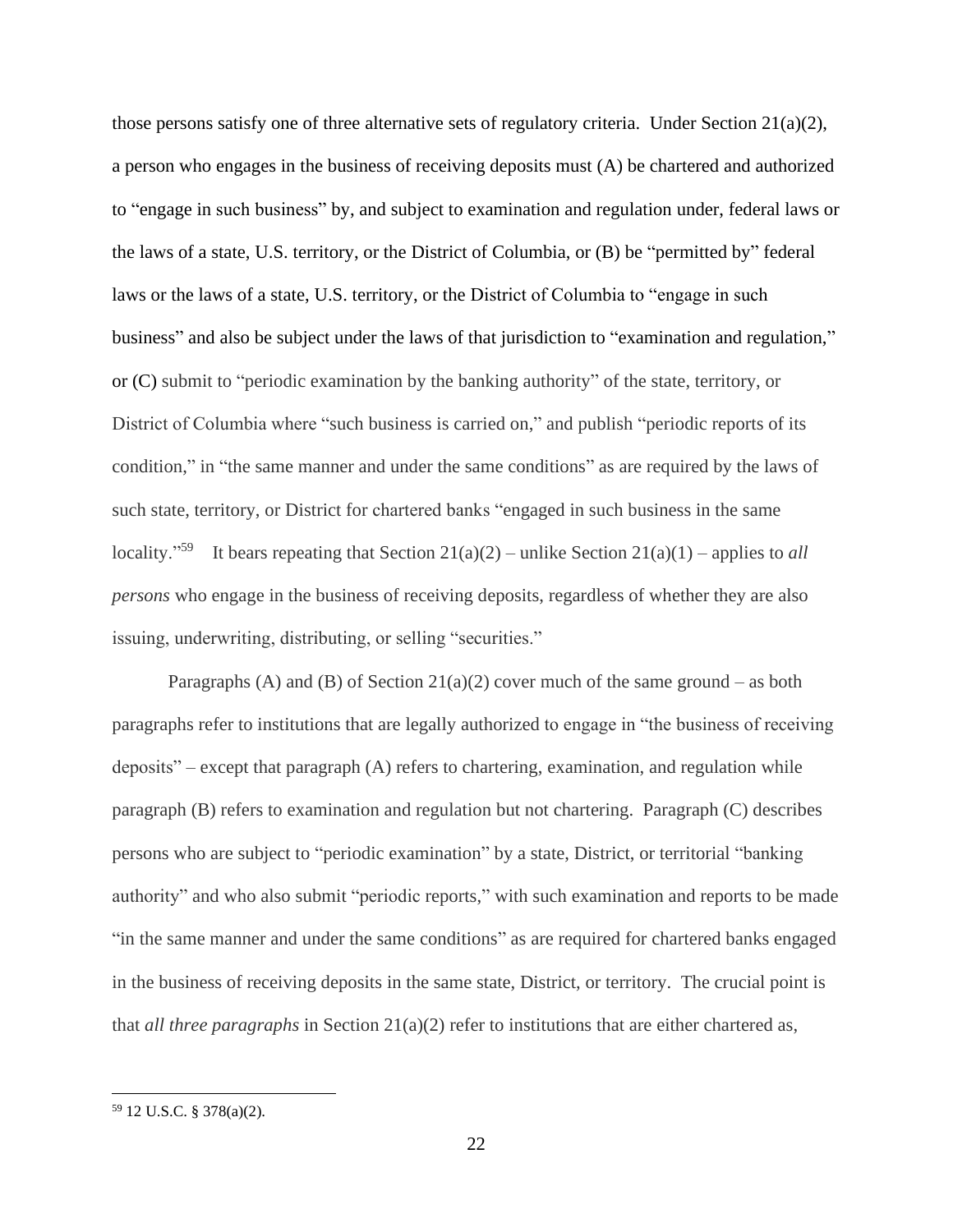those persons satisfy one of three alternative sets of regulatory criteria. Under Section 21(a)(2), a person who engages in the business of receiving deposits must (A) be chartered and authorized to "engage in such business" by, and subject to examination and regulation under, federal laws or the laws of a state, U.S. territory, or the District of Columbia, or (B) be "permitted by" federal laws or the laws of a state, U.S. territory, or the District of Columbia to "engage in such business" and also be subject under the laws of that jurisdiction to "examination and regulation," or (C) submit to "periodic examination by the banking authority" of the state, territory, or District of Columbia where "such business is carried on," and publish "periodic reports of its condition," in "the same manner and under the same conditions" as are required by the laws of such state, territory, or District for chartered banks "engaged in such business in the same locality."[59] It bears repeating that Section 21(a)(2) – unlike Section 21(a)(1) – applies to *all persons* who engage in the business of receiving deposits, regardless of whether they are also issuing, underwriting, distributing, or selling "securities."

Paragraphs (A) and (B) of Section 21(a)(2) cover much of the same ground – as both paragraphs refer to institutions that are legally authorized to engage in "the business of receiving deposits" – except that paragraph (A) refers to chartering, examination, and regulation while paragraph (B) refers to examination and regulation but not chartering. Paragraph (C) describes persons who are subject to "periodic examination" by a state, District, or territorial "banking authority" and who also submit "periodic reports," with such examination and reports to be made "in the same manner and under the same conditions" as are required for chartered banks engaged in the business of receiving deposits in the same state, District, or territory. The crucial point is that *all three paragraphs* in Section 21(a)(2) refer to institutions that are either chartered as,

---

[59] 12 U.S.C. § 378(a)(2).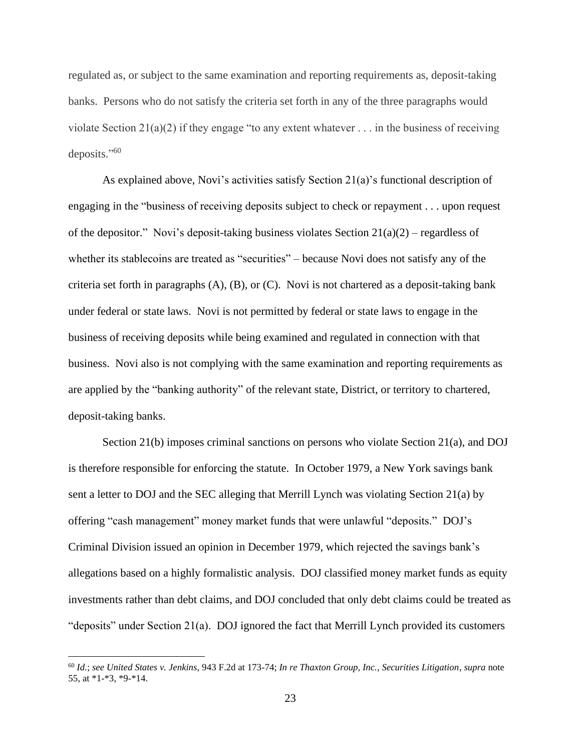regulated as, or subject to the same examination and reporting requirements as, deposit-taking banks. Persons who do not satisfy the criteria set forth in any of the three paragraphs would violate Section 21(a)(2) if they engage "to any extent whatever . . . in the business of receiving deposits."[60]

As explained above, Novi's activities satisfy Section 21(a)'s functional description of engaging in the "business of receiving deposits subject to check or repayment . . . upon request of the depositor." Novi's deposit-taking business violates Section 21(a)(2) – regardless of whether its stablecoins are treated as "securities" – because Novi does not satisfy any of the criteria set forth in paragraphs (A), (B), or (C). Novi is not chartered as a deposit-taking bank under federal or state laws. Novi is not permitted by federal or state laws to engage in the business of receiving deposits while being examined and regulated in connection with that business. Novi also is not complying with the same examination and reporting requirements as are applied by the "banking authority" of the relevant state, District, or territory to chartered, deposit-taking banks.

Section 21(b) imposes criminal sanctions on persons who violate Section 21(a), and DOJ is therefore responsible for enforcing the statute. In October 1979, a New York savings bank sent a letter to DOJ and the SEC alleging that Merrill Lynch was violating Section 21(a) by offering "cash management" money market funds that were unlawful "deposits." DOJ's Criminal Division issued an opinion in December 1979, which rejected the savings bank's allegations based on a highly formalistic analysis. DOJ classified money market funds as equity investments rather than debt claims, and DOJ concluded that only debt claims could be treated as "deposits" under Section 21(a). DOJ ignored the fact that Merrill Lynch provided its customers

---

[60] *Id.*; *see United States v. Jenkins*, 943 F.2d at 173-74; *In re Thaxton Group, Inc., Securities Litigation*, *supra* note 55, at *1-*3, *9-*14.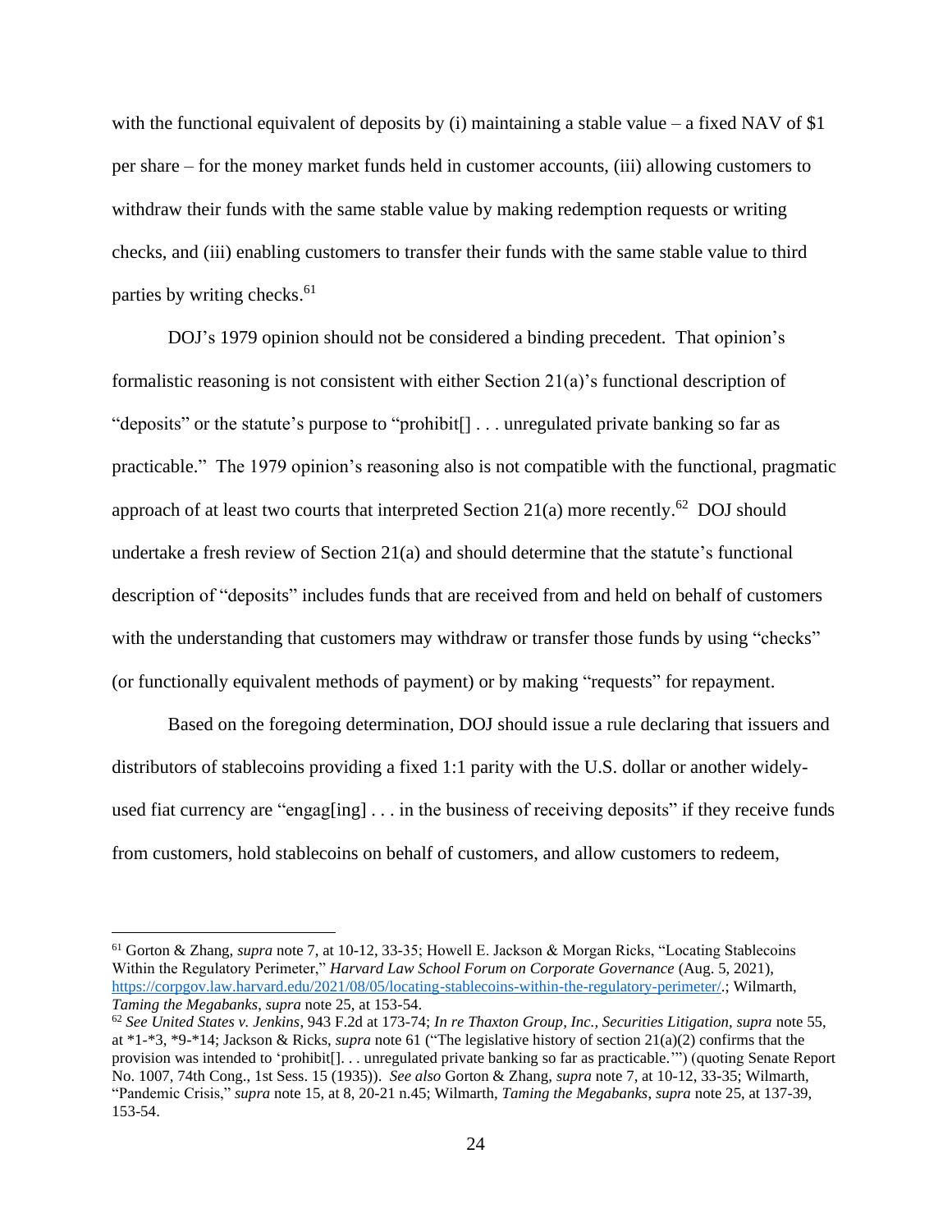with the functional equivalent of deposits by (i) maintaining a stable value – a fixed NAV of $1 per share – for the money market funds held in customer accounts, (iii) allowing customers to withdraw their funds with the same stable value by making redemption requests or writing checks, and (iii) enabling customers to transfer their funds with the same stable value to third parties by writing checks.[61]

DOJ's 1979 opinion should not be considered a binding precedent. That opinion's formalistic reasoning is not consistent with either Section 21(a)'s functional description of "deposits" or the statute's purpose to "prohibit[] . . . unregulated private banking so far as practicable." The 1979 opinion's reasoning also is not compatible with the functional, pragmatic approach of at least two courts that interpreted Section 21(a) more recently.[62] DOJ should undertake a fresh review of Section 21(a) and should determine that the statute's functional description of "deposits" includes funds that are received from and held on behalf of customers with the understanding that customers may withdraw or transfer those funds by using "checks" (or functionally equivalent methods of payment) or by making "requests" for repayment.

Based on the foregoing determination, DOJ should issue a rule declaring that issuers and distributors of stablecoins providing a fixed 1:1 parity with the U.S. dollar or another widely-used fiat currency are "engag[ing] . . . in the business of receiving deposits" if they receive funds from customers, hold stablecoins on behalf of customers, and allow customers to redeem,

---

[61] Gorton & Zhang, *supra* note 7, at 10-12, 33-35; Howell E. Jackson & Morgan Ricks, "Locating Stablecoins Within the Regulatory Perimeter," *Harvard Law School Forum on Corporate Governance* (Aug. 5, 2021), https://corpgov.law.harvard.edu/2021/08/05/locating-stablecoins-within-the-regulatory-perimeter/.; Wilmarth, *Taming the Megabanks*, *supra* note 25, at 153-54.

[62] *See United States v. Jenkins*, 943 F.2d at 173-74; *In re Thaxton Group, Inc., Securities Litigation*, *supra* note 55, at *1-*3, *9-*14; Jackson & Ricks, *supra* note 61 ("The legislative history of section 21(a)(2) confirms that the provision was intended to 'prohibit[]. . . unregulated private banking so far as practicable.'") (quoting Senate Report No. 1007, 74th Cong., 1st Sess. 15 (1935)). *See also* Gorton & Zhang, *supra* note 7, at 10-12, 33-35; Wilmarth, "Pandemic Crisis," *supra* note 15, at 8, 20-21 n.45; Wilmarth, *Taming the Megabanks*, *supra* note 25, at 137-39, 153-54.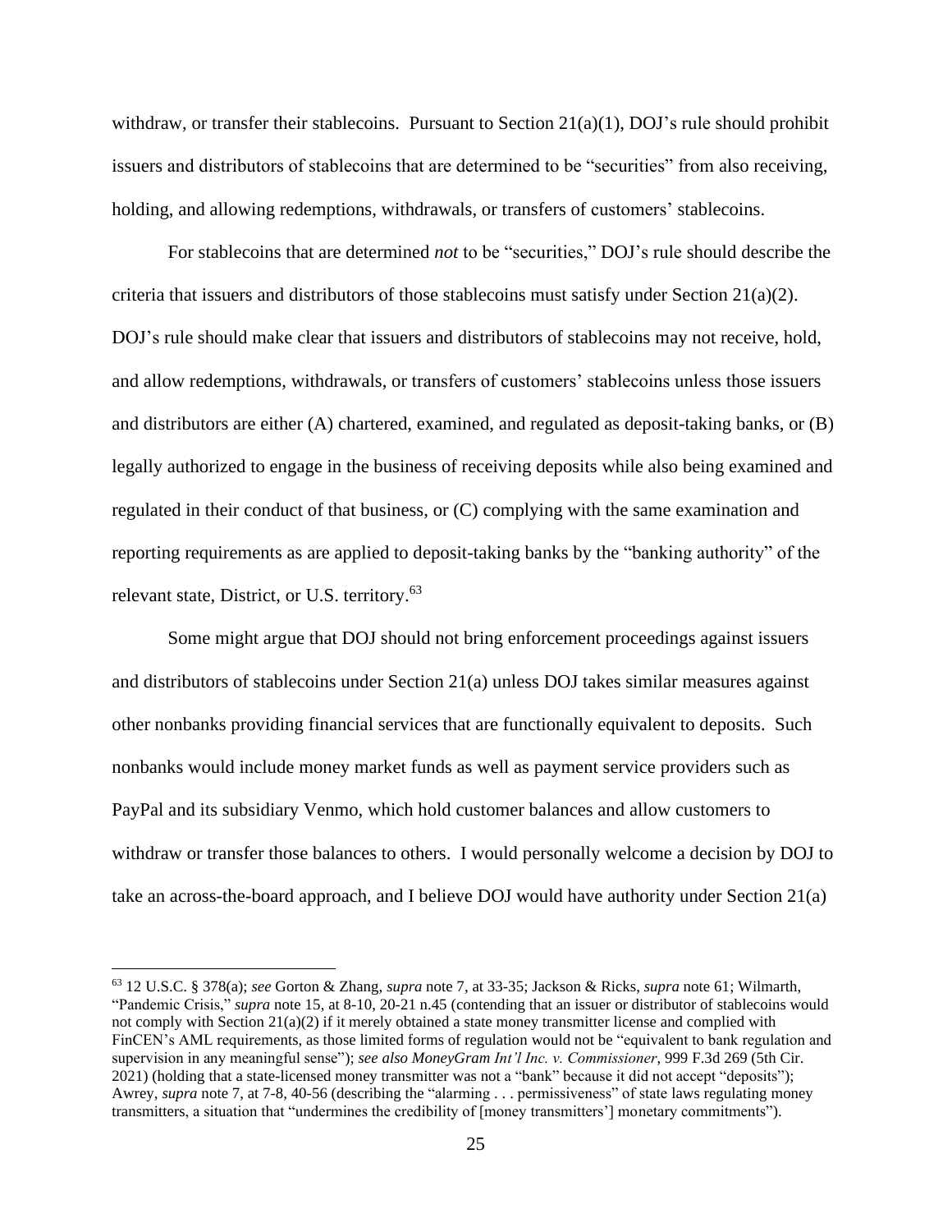withdraw, or transfer their stablecoins. Pursuant to Section 21(a)(1), DOJ's rule should prohibit issuers and distributors of stablecoins that are determined to be "securities" from also receiving, holding, and allowing redemptions, withdrawals, or transfers of customers' stablecoins.

For stablecoins that are determined *not* to be "securities," DOJ's rule should describe the criteria that issuers and distributors of those stablecoins must satisfy under Section 21(a)(2). DOJ's rule should make clear that issuers and distributors of stablecoins may not receive, hold, and allow redemptions, withdrawals, or transfers of customers' stablecoins unless those issuers and distributors are either (A) chartered, examined, and regulated as deposit-taking banks, or (B) legally authorized to engage in the business of receiving deposits while also being examined and regulated in their conduct of that business, or (C) complying with the same examination and reporting requirements as are applied to deposit-taking banks by the "banking authority" of the relevant state, District, or U.S. territory.[63]

Some might argue that DOJ should not bring enforcement proceedings against issuers and distributors of stablecoins under Section 21(a) unless DOJ takes similar measures against other nonbanks providing financial services that are functionally equivalent to deposits. Such nonbanks would include money market funds as well as payment service providers such as PayPal and its subsidiary Venmo, which hold customer balances and allow customers to withdraw or transfer those balances to others. I would personally welcome a decision by DOJ to take an across-the-board approach, and I believe DOJ would have authority under Section 21(a)

---

[63] 12 U.S.C. § 378(a); *see* Gorton & Zhang, *supra* note 7, at 33-35; Jackson & Ricks, *supra* note 61; Wilmarth, "Pandemic Crisis," *supra* note 15, at 8-10, 20-21 n.45 (contending that an issuer or distributor of stablecoins would not comply with Section 21(a)(2) if it merely obtained a state money transmitter license and complied with FinCEN's AML requirements, as those limited forms of regulation would not be "equivalent to bank regulation and supervision in any meaningful sense"); *see also MoneyGram Int'l Inc. v. Commissioner*, 999 F.3d 269 (5th Cir. 2021) (holding that a state-licensed money transmitter was not a "bank" because it did not accept "deposits"); Awrey, *supra* note 7, at 7-8, 40-56 (describing the "alarming . . . permissiveness" of state laws regulating money transmitters, a situation that "undermines the credibility of [money transmitters'] monetary commitments").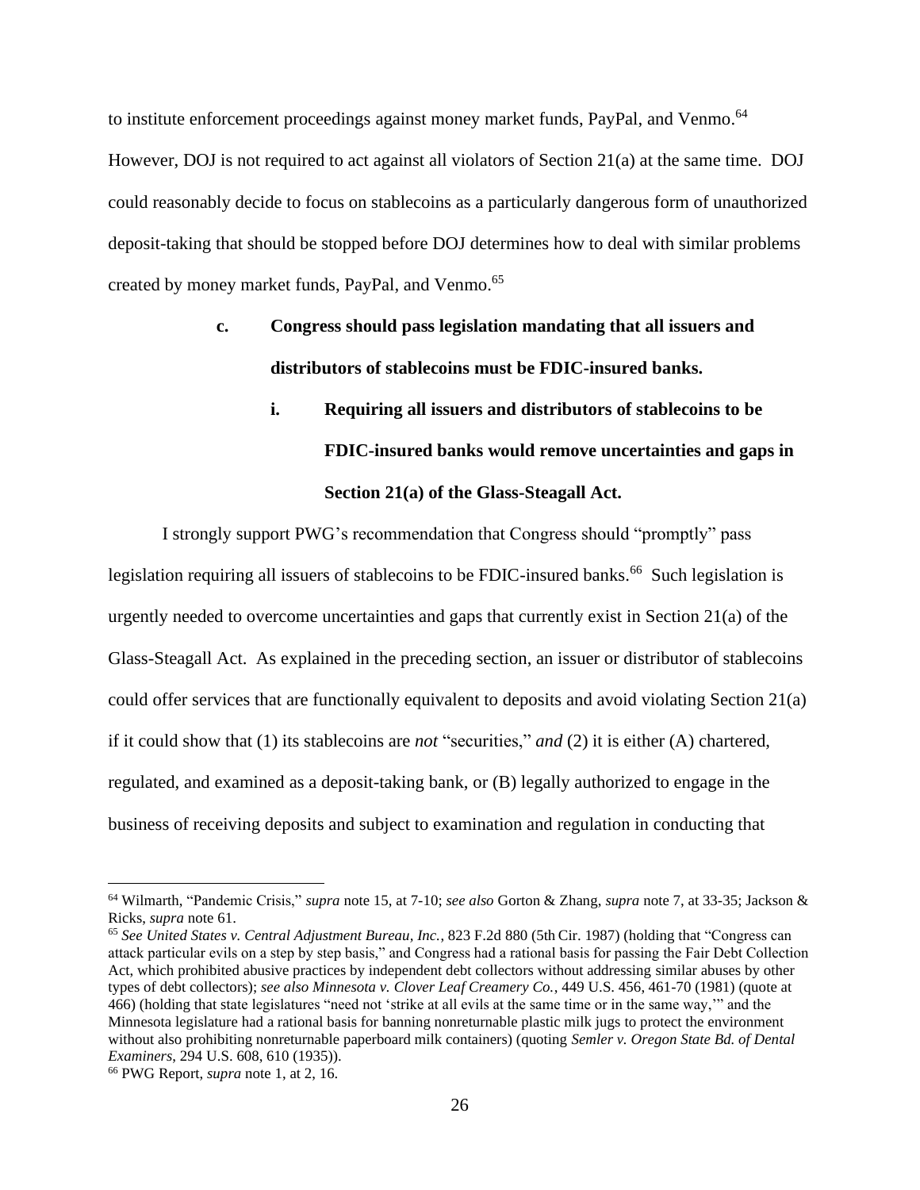to institute enforcement proceedings against money market funds, PayPal, and Venmo.[64] However, DOJ is not required to act against all violators of Section 21(a) at the same time. DOJ could reasonably decide to focus on stablecoins as a particularly dangerous form of unauthorized deposit-taking that should be stopped before DOJ determines how to deal with similar problems created by money market funds, PayPal, and Venmo.[65]

**c. Congress should pass legislation mandating that all issuers and distributors of stablecoins must be FDIC-insured banks.**

**i. Requiring all issuers and distributors of stablecoins to be FDIC-insured banks would remove uncertainties and gaps in Section 21(a) of the Glass-Steagall Act.**

I strongly support PWG's recommendation that Congress should "promptly" pass legislation requiring all issuers of stablecoins to be FDIC-insured banks.[66] Such legislation is urgently needed to overcome uncertainties and gaps that currently exist in Section 21(a) of the Glass-Steagall Act. As explained in the preceding section, an issuer or distributor of stablecoins could offer services that are functionally equivalent to deposits and avoid violating Section 21(a) if it could show that (1) its stablecoins are *not* "securities," *and* (2) it is either (A) chartered, regulated, and examined as a deposit-taking bank, or (B) legally authorized to engage in the business of receiving deposits and subject to examination and regulation in conducting that

---

[64] Wilmarth, "Pandemic Crisis," *supra* note 15, at 7-10; *see also* Gorton & Zhang, *supra* note 7, at 33-35; Jackson & Ricks, *supra* note 61.

[65] *See United States v. Central Adjustment Bureau, Inc.*, 823 F.2d 880 (5th Cir. 1987) (holding that "Congress can attack particular evils on a step by step basis," and Congress had a rational basis for passing the Fair Debt Collection Act, which prohibited abusive practices by independent debt collectors without addressing similar abuses by other types of debt collectors); *see also Minnesota v. Clover Leaf Creamery Co.*, 449 U.S. 456, 461-70 (1981) (quote at 466) (holding that state legislatures "need not 'strike at all evils at the same time or in the same way,'" and the Minnesota legislature had a rational basis for banning nonreturnable plastic milk jugs to protect the environment without also prohibiting nonreturnable paperboard milk containers) (quoting *Semler v. Oregon State Bd. of Dental Examiners*, 294 U.S. 608, 610 (1935)).

[66] PWG Report, *supra* note 1, at 2, 16.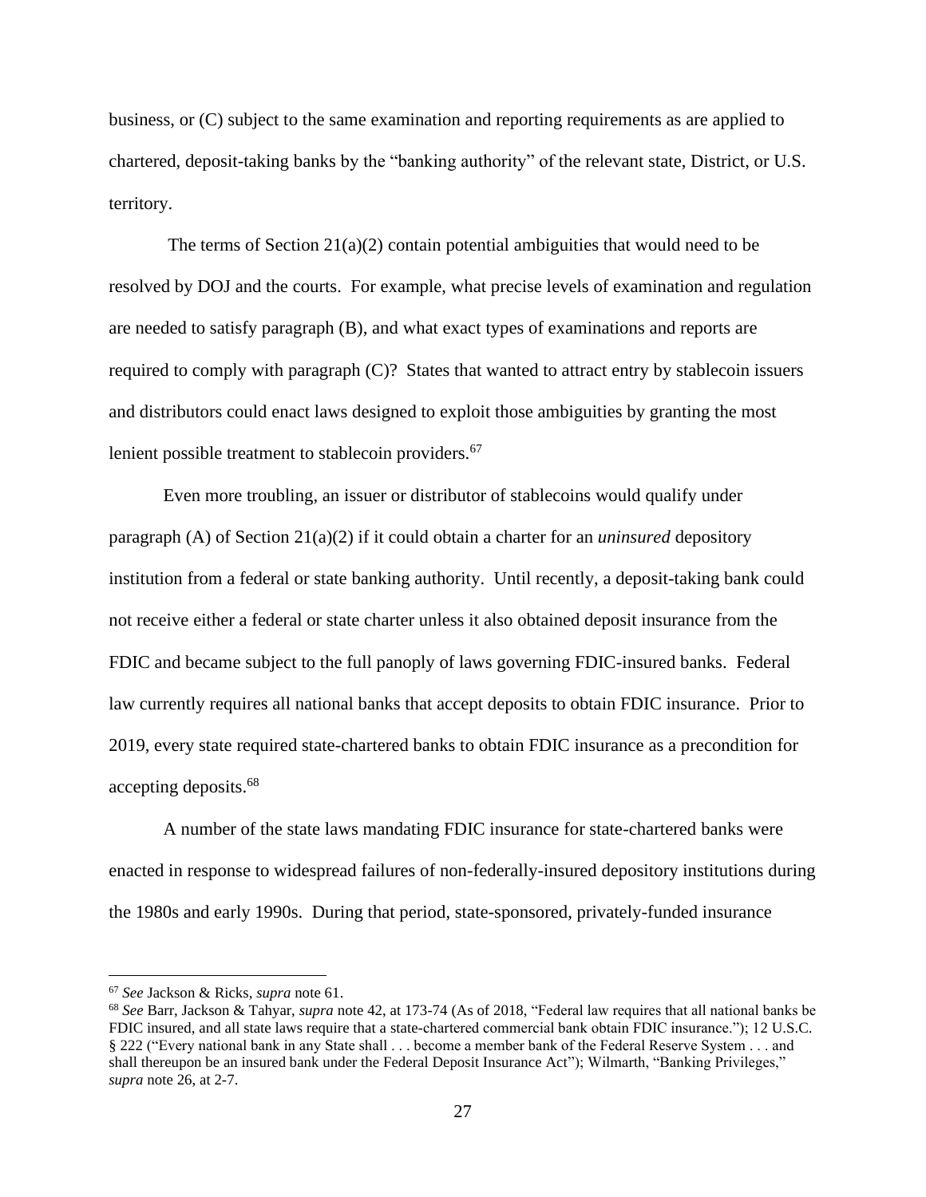business, or (C) subject to the same examination and reporting requirements as are applied to chartered, deposit-taking banks by the "banking authority" of the relevant state, District, or U.S. territory.

The terms of Section 21(a)(2) contain potential ambiguities that would need to be resolved by DOJ and the courts. For example, what precise levels of examination and regulation are needed to satisfy paragraph (B), and what exact types of examinations and reports are required to comply with paragraph (C)? States that wanted to attract entry by stablecoin issuers and distributors could enact laws designed to exploit those ambiguities by granting the most lenient possible treatment to stablecoin providers.[67]

Even more troubling, an issuer or distributor of stablecoins would qualify under paragraph (A) of Section 21(a)(2) if it could obtain a charter for an *uninsured* depository institution from a federal or state banking authority. Until recently, a deposit-taking bank could not receive either a federal or state charter unless it also obtained deposit insurance from the FDIC and became subject to the full panoply of laws governing FDIC-insured banks. Federal law currently requires all national banks that accept deposits to obtain FDIC insurance. Prior to 2019, every state required state-chartered banks to obtain FDIC insurance as a precondition for accepting deposits.[68]

A number of the state laws mandating FDIC insurance for state-chartered banks were enacted in response to widespread failures of non-federally-insured depository institutions during the 1980s and early 1990s. During that period, state-sponsored, privately-funded insurance

---

[67] *See* Jackson & Ricks, *supra* note 61.

[68] *See* Barr, Jackson & Tahyar, *supra* note 42, at 173-74 (As of 2018, "Federal law requires that all national banks be FDIC insured, and all state laws require that a state-chartered commercial bank obtain FDIC insurance."); 12 U.S.C. § 222 ("Every national bank in any State shall . . . become a member bank of the Federal Reserve System . . . and shall thereupon be an insured bank under the Federal Deposit Insurance Act"); Wilmarth, "Banking Privileges," *supra* note 26, at 2-7.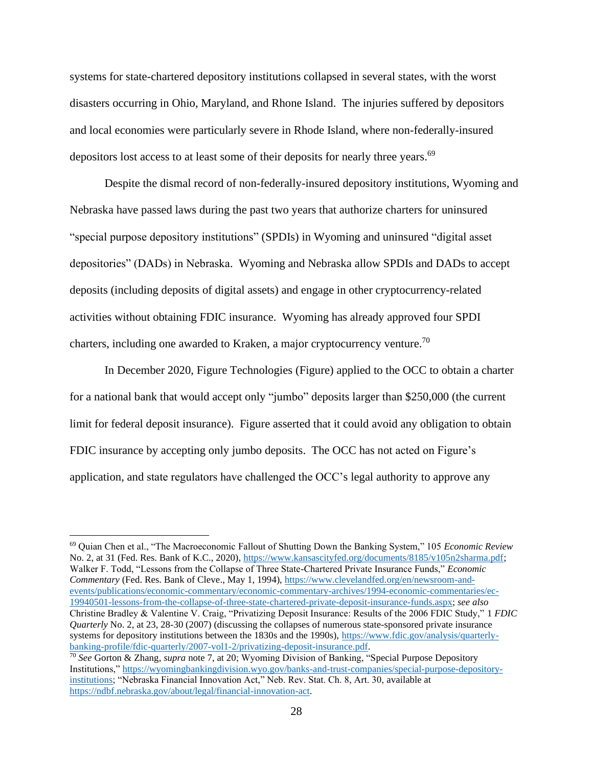systems for state-chartered depository institutions collapsed in several states, with the worst disasters occurring in Ohio, Maryland, and Rhone Island. The injuries suffered by depositors and local economies were particularly severe in Rhode Island, where non-federally-insured depositors lost access to at least some of their deposits for nearly three years.[69]

Despite the dismal record of non-federally-insured depository institutions, Wyoming and Nebraska have passed laws during the past two years that authorize charters for uninsured "special purpose depository institutions" (SPDIs) in Wyoming and uninsured "digital asset depositories" (DADs) in Nebraska. Wyoming and Nebraska allow SPDIs and DADs to accept deposits (including deposits of digital assets) and engage in other cryptocurrency-related activities without obtaining FDIC insurance. Wyoming has already approved four SPDI charters, including one awarded to Kraken, a major cryptocurrency venture.[70]

In December 2020, Figure Technologies (Figure) applied to the OCC to obtain a charter for a national bank that would accept only "jumbo" deposits larger than $250,000 (the current limit for federal deposit insurance). Figure asserted that it could avoid any obligation to obtain FDIC insurance by accepting only jumbo deposits. The OCC has not acted on Figure's application, and state regulators have challenged the OCC's legal authority to approve any

---

[69] Quian Chen et al., "The Macroeconomic Fallout of Shutting Down the Banking System," 105 *Economic Review* No. 2, at 31 (Fed. Res. Bank of K.C., 2020), https://www.kansascityfed.org/documents/8185/v105n2sharma.pdf; Walker F. Todd, "Lessons from the Collapse of Three State-Chartered Private Insurance Funds," *Economic Commentary* (Fed. Res. Bank of Cleve., May 1, 1994), https://www.clevelandfed.org/en/newsroom-and-events/publications/economic-commentary/economic-commentary-archives/1994-economic-commentaries/ec-19940501-lessons-from-the-collapse-of-three-state-chartered-private-deposit-insurance-funds.aspx; *see also* Christine Bradley & Valentine V. Craig, "Privatizing Deposit Insurance: Results of the 2006 FDIC Study," 1 *FDIC Quarterly* No. 2, at 23, 28-30 (2007) (discussing the collapses of numerous state-sponsored private insurance systems for depository institutions between the 1830s and the 1990s), https://www.fdic.gov/analysis/quarterly-banking-profile/fdic-quarterly/2007-vol1-2/privatizing-deposit-insurance.pdf.

[70] *See* Gorton & Zhang, *supra* note 7, at 20; Wyoming Division of Banking, "Special Purpose Depository Institutions," https://wyomingbankingdivision.wyo.gov/banks-and-trust-companies/special-purpose-depository-institutions; "Nebraska Financial Innovation Act," Neb. Rev. Stat. Ch. 8, Art. 30, available at https://ndbf.nebraska.gov/about/legal/financial-innovation-act.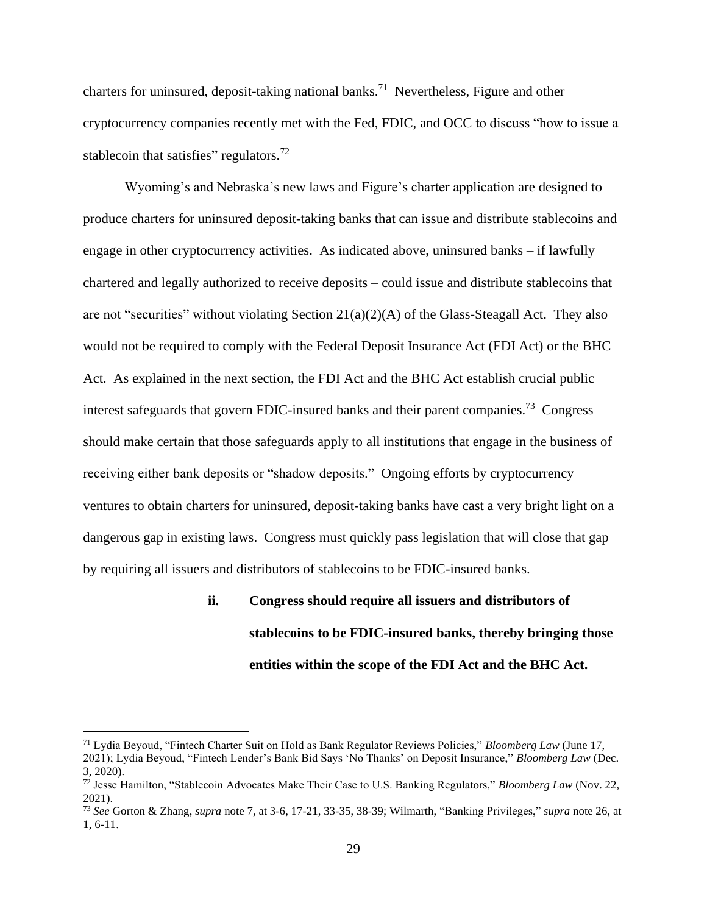charters for uninsured, deposit-taking national banks.[71] Nevertheless, Figure and other cryptocurrency companies recently met with the Fed, FDIC, and OCC to discuss "how to issue a stablecoin that satisfies" regulators.[72]

Wyoming's and Nebraska's new laws and Figure's charter application are designed to produce charters for uninsured deposit-taking banks that can issue and distribute stablecoins and engage in other cryptocurrency activities. As indicated above, uninsured banks – if lawfully chartered and legally authorized to receive deposits – could issue and distribute stablecoins that are not "securities" without violating Section 21(a)(2)(A) of the Glass-Steagall Act. They also would not be required to comply with the Federal Deposit Insurance Act (FDI Act) or the BHC Act. As explained in the next section, the FDI Act and the BHC Act establish crucial public interest safeguards that govern FDIC-insured banks and their parent companies.[73] Congress should make certain that those safeguards apply to all institutions that engage in the business of receiving either bank deposits or "shadow deposits." Ongoing efforts by cryptocurrency ventures to obtain charters for uninsured, deposit-taking banks have cast a very bright light on a dangerous gap in existing laws. Congress must quickly pass legislation that will close that gap by requiring all issuers and distributors of stablecoins to be FDIC-insured banks.

#### ii. Congress should require all issuers and distributors of stablecoins to be FDIC-insured banks, thereby bringing those entities within the scope of the FDI Act and the BHC Act.

---

[71] Lydia Beyoud, "Fintech Charter Suit on Hold as Bank Regulator Reviews Policies," *Bloomberg Law* (June 17, 2021); Lydia Beyoud, "Fintech Lender's Bank Bid Says 'No Thanks' on Deposit Insurance," *Bloomberg Law* (Dec. 3, 2020).

[72] Jesse Hamilton, "Stablecoin Advocates Make Their Case to U.S. Banking Regulators," *Bloomberg Law* (Nov. 22, 2021).

[73] *See* Gorton & Zhang, *supra* note 7, at 3-6, 17-21, 33-35, 38-39; Wilmarth, "Banking Privileges," *supra* note 26, at 1, 6-11.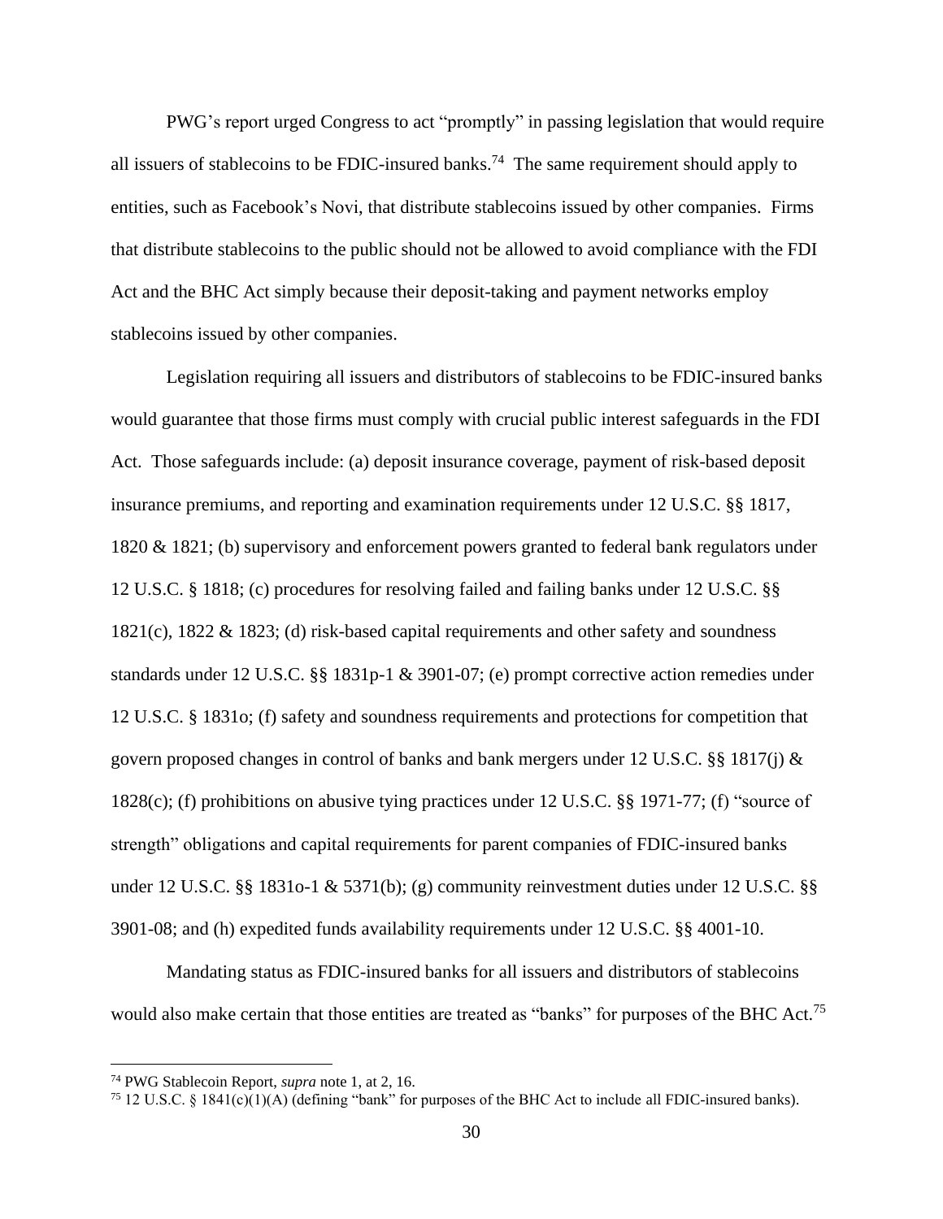PWG's report urged Congress to act "promptly" in passing legislation that would require all issuers of stablecoins to be FDIC-insured banks.[74] The same requirement should apply to entities, such as Facebook's Novi, that distribute stablecoins issued by other companies. Firms that distribute stablecoins to the public should not be allowed to avoid compliance with the FDI Act and the BHC Act simply because their deposit-taking and payment networks employ stablecoins issued by other companies.

Legislation requiring all issuers and distributors of stablecoins to be FDIC-insured banks would guarantee that those firms must comply with crucial public interest safeguards in the FDI Act. Those safeguards include: (a) deposit insurance coverage, payment of risk-based deposit insurance premiums, and reporting and examination requirements under 12 U.S.C. §§ 1817, 1820 & 1821; (b) supervisory and enforcement powers granted to federal bank regulators under 12 U.S.C. § 1818; (c) procedures for resolving failed and failing banks under 12 U.S.C. §§ 1821(c), 1822 & 1823; (d) risk-based capital requirements and other safety and soundness standards under 12 U.S.C. §§ 1831p-1 & 3901-07; (e) prompt corrective action remedies under 12 U.S.C. § 1831o; (f) safety and soundness requirements and protections for competition that govern proposed changes in control of banks and bank mergers under 12 U.S.C. §§ 1817(j) & 1828(c); (f) prohibitions on abusive tying practices under 12 U.S.C. §§ 1971-77; (f) "source of strength" obligations and capital requirements for parent companies of FDIC-insured banks under 12 U.S.C. §§ 1831o-1 & 5371(b); (g) community reinvestment duties under 12 U.S.C. §§ 3901-08; and (h) expedited funds availability requirements under 12 U.S.C. §§ 4001-10.

Mandating status as FDIC-insured banks for all issuers and distributors of stablecoins would also make certain that those entities are treated as "banks" for purposes of the BHC Act.[75]

---

[74] PWG Stablecoin Report, *supra* note 1, at 2, 16.

[75] 12 U.S.C. § 1841(c)(1)(A) (defining "bank" for purposes of the BHC Act to include all FDIC-insured banks).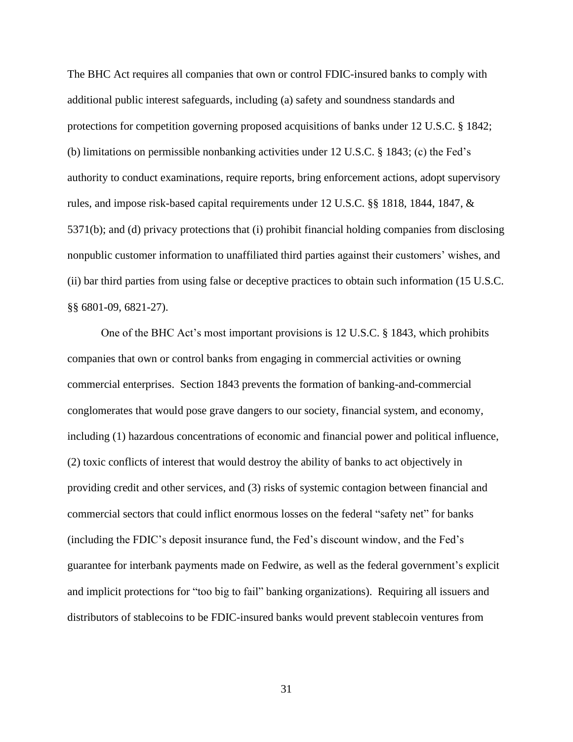The BHC Act requires all companies that own or control FDIC-insured banks to comply with additional public interest safeguards, including (a) safety and soundness standards and protections for competition governing proposed acquisitions of banks under 12 U.S.C. § 1842; (b) limitations on permissible nonbanking activities under 12 U.S.C. § 1843; (c) the Fed's authority to conduct examinations, require reports, bring enforcement actions, adopt supervisory rules, and impose risk-based capital requirements under 12 U.S.C. §§ 1818, 1844, 1847, & 5371(b); and (d) privacy protections that (i) prohibit financial holding companies from disclosing nonpublic customer information to unaffiliated third parties against their customers' wishes, and (ii) bar third parties from using false or deceptive practices to obtain such information (15 U.S.C. §§ 6801-09, 6821-27).

One of the BHC Act's most important provisions is 12 U.S.C. § 1843, which prohibits companies that own or control banks from engaging in commercial activities or owning commercial enterprises. Section 1843 prevents the formation of banking-and-commercial conglomerates that would pose grave dangers to our society, financial system, and economy, including (1) hazardous concentrations of economic and financial power and political influence, (2) toxic conflicts of interest that would destroy the ability of banks to act objectively in providing credit and other services, and (3) risks of systemic contagion between financial and commercial sectors that could inflict enormous losses on the federal "safety net" for banks (including the FDIC's deposit insurance fund, the Fed's discount window, and the Fed's guarantee for interbank payments made on Fedwire, as well as the federal government's explicit and implicit protections for "too big to fail" banking organizations). Requiring all issuers and distributors of stablecoins to be FDIC-insured banks would prevent stablecoin ventures from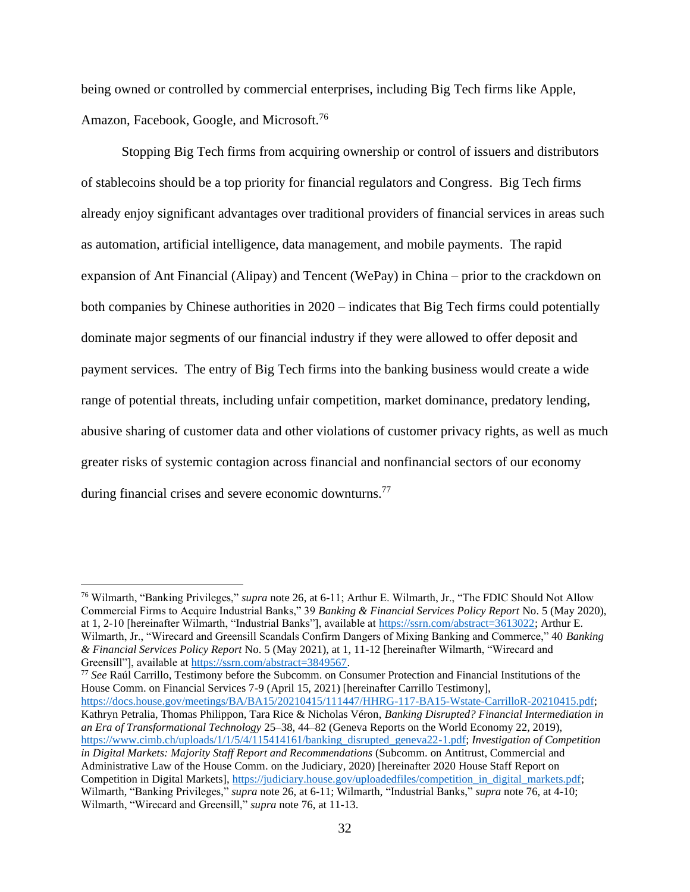being owned or controlled by commercial enterprises, including Big Tech firms like Apple, Amazon, Facebook, Google, and Microsoft.[76]

Stopping Big Tech firms from acquiring ownership or control of issuers and distributors of stablecoins should be a top priority for financial regulators and Congress. Big Tech firms already enjoy significant advantages over traditional providers of financial services in areas such as automation, artificial intelligence, data management, and mobile payments. The rapid expansion of Ant Financial (Alipay) and Tencent (WePay) in China – prior to the crackdown on both companies by Chinese authorities in 2020 – indicates that Big Tech firms could potentially dominate major segments of our financial industry if they were allowed to offer deposit and payment services. The entry of Big Tech firms into the banking business would create a wide range of potential threats, including unfair competition, market dominance, predatory lending, abusive sharing of customer data and other violations of customer privacy rights, as well as much greater risks of systemic contagion across financial and nonfinancial sectors of our economy during financial crises and severe economic downturns.[77]

---

[76] Wilmarth, "Banking Privileges," *supra* note 26, at 6-11; Arthur E. Wilmarth, Jr., "The FDIC Should Not Allow Commercial Firms to Acquire Industrial Banks," 39 *Banking & Financial Services Policy Report* No. 5 (May 2020), at 1, 2-10 [hereinafter Wilmarth, "Industrial Banks"], available at https://ssrn.com/abstract=3613022; Arthur E. Wilmarth, Jr., "Wirecard and Greensill Scandals Confirm Dangers of Mixing Banking and Commerce," 40 *Banking & Financial Services Policy Report* No. 5 (May 2021), at 1, 11-12 [hereinafter Wilmarth, "Wirecard and Greensill"], available at https://ssrn.com/abstract=3849567.

[77] *See* Raúl Carrillo, Testimony before the Subcomm. on Consumer Protection and Financial Institutions of the House Comm. on Financial Services 7-9 (April 15, 2021) [hereinafter Carrillo Testimony], https://docs.house.gov/meetings/BA/BA15/20210415/111447/HHRG-117-BA15-Wstate-CarrilloR-20210415.pdf; Kathryn Petralia, Thomas Philippon, Tara Rice & Nicholas Véron, *Banking Disrupted? Financial Intermediation in an Era of Transformational Technology* 25–38, 44–82 (Geneva Reports on the World Economy 22, 2019), https://www.cimb.ch/uploads/1/1/5/4/115414161/banking_disrupted_geneva22-1.pdf; *Investigation of Competition in Digital Markets: Majority Staff Report and Recommendations* (Subcomm. on Antitrust, Commercial and Administrative Law of the House Comm. on the Judiciary, 2020) [hereinafter 2020 House Staff Report on Competition in Digital Markets], https://judiciary.house.gov/uploadedfiles/competition_in_digital_markets.pdf; Wilmarth, "Banking Privileges," *supra* note 26, at 6-11; Wilmarth, "Industrial Banks," *supra* note 76, at 4-10; Wilmarth, "Wirecard and Greensill," *supra* note 76, at 11-13.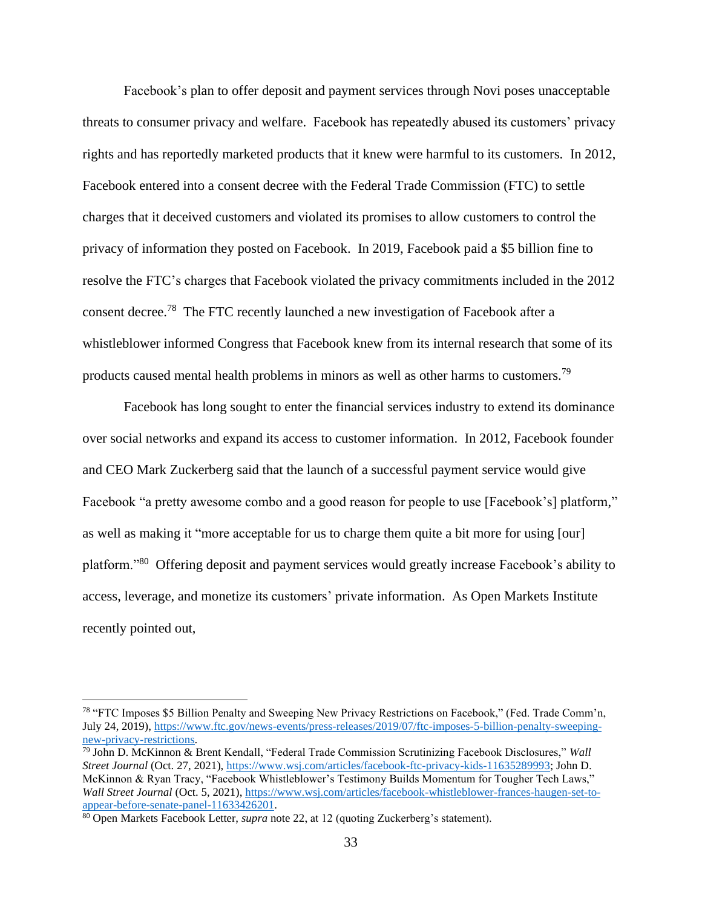Facebook's plan to offer deposit and payment services through Novi poses unacceptable threats to consumer privacy and welfare. Facebook has repeatedly abused its customers' privacy rights and has reportedly marketed products that it knew were harmful to its customers. In 2012, Facebook entered into a consent decree with the Federal Trade Commission (FTC) to settle charges that it deceived customers and violated its promises to allow customers to control the privacy of information they posted on Facebook. In 2019, Facebook paid a $5 billion fine to resolve the FTC's charges that Facebook violated the privacy commitments included in the 2012 consent decree.[78] The FTC recently launched a new investigation of Facebook after a whistleblower informed Congress that Facebook knew from its internal research that some of its products caused mental health problems in minors as well as other harms to customers.[79]

Facebook has long sought to enter the financial services industry to extend its dominance over social networks and expand its access to customer information. In 2012, Facebook founder and CEO Mark Zuckerberg said that the launch of a successful payment service would give Facebook "a pretty awesome combo and a good reason for people to use [Facebook's] platform," as well as making it "more acceptable for us to charge them quite a bit more for using [our] platform."[80] Offering deposit and payment services would greatly increase Facebook's ability to access, leverage, and monetize its customers' private information. As Open Markets Institute recently pointed out,

---

[78] "FTC Imposes $5 Billion Penalty and Sweeping New Privacy Restrictions on Facebook," (Fed. Trade Comm'n, July 24, 2019), https://www.ftc.gov/news-events/press-releases/2019/07/ftc-imposes-5-billion-penalty-sweeping-new-privacy-restrictions.

[79] John D. McKinnon & Brent Kendall, "Federal Trade Commission Scrutinizing Facebook Disclosures," *Wall Street Journal* (Oct. 27, 2021), https://www.wsj.com/articles/facebook-ftc-privacy-kids-11635289993; John D. McKinnon & Ryan Tracy, "Facebook Whistleblower's Testimony Builds Momentum for Tougher Tech Laws," *Wall Street Journal* (Oct. 5, 2021), https://www.wsj.com/articles/facebook-whistleblower-frances-haugen-set-to-appear-before-senate-panel-11633426201.

[80] Open Markets Facebook Letter, *supra* note 22, at 12 (quoting Zuckerberg's statement).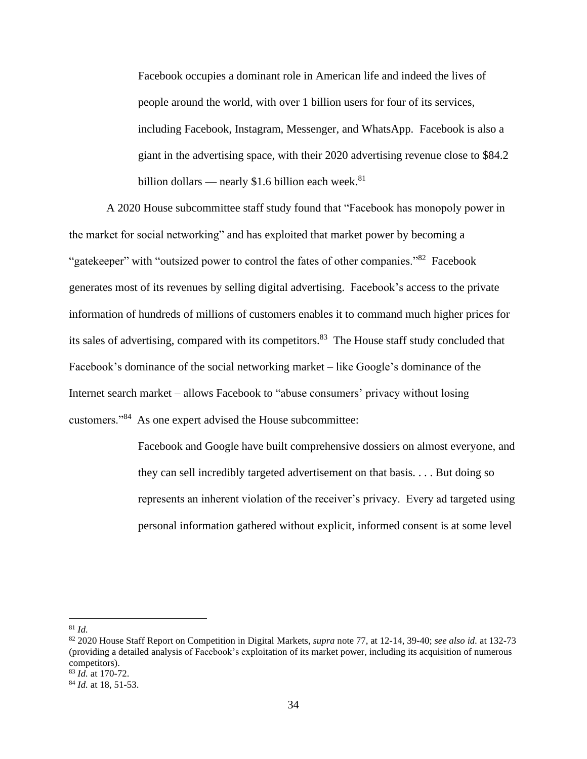> Facebook occupies a dominant role in American life and indeed the lives of people around the world, with over 1 billion users for four of its services, including Facebook, Instagram, Messenger, and WhatsApp. Facebook is also a giant in the advertising space, with their 2020 advertising revenue close to $84.2 billion dollars — nearly $1.6 billion each week.[81]

A 2020 House subcommittee staff study found that "Facebook has monopoly power in the market for social networking" and has exploited that market power by becoming a "gatekeeper" with "outsized power to control the fates of other companies."[82] Facebook generates most of its revenues by selling digital advertising. Facebook's access to the private information of hundreds of millions of customers enables it to command much higher prices for its sales of advertising, compared with its competitors.[83] The House staff study concluded that Facebook's dominance of the social networking market – like Google's dominance of the Internet search market – allows Facebook to "abuse consumers' privacy without losing customers."[84] As one expert advised the House subcommittee:

> Facebook and Google have built comprehensive dossiers on almost everyone, and they can sell incredibly targeted advertisement on that basis. . . . But doing so represents an inherent violation of the receiver's privacy. Every ad targeted using personal information gathered without explicit, informed consent is at some level

---

[81] *Id.*

[82] 2020 House Staff Report on Competition in Digital Markets, *supra* note 77, at 12-14, 39-40; *see also id.* at 132-73 (providing a detailed analysis of Facebook's exploitation of its market power, including its acquisition of numerous competitors).

[83] *Id.* at 170-72.

[84] *Id.* at 18, 51-53.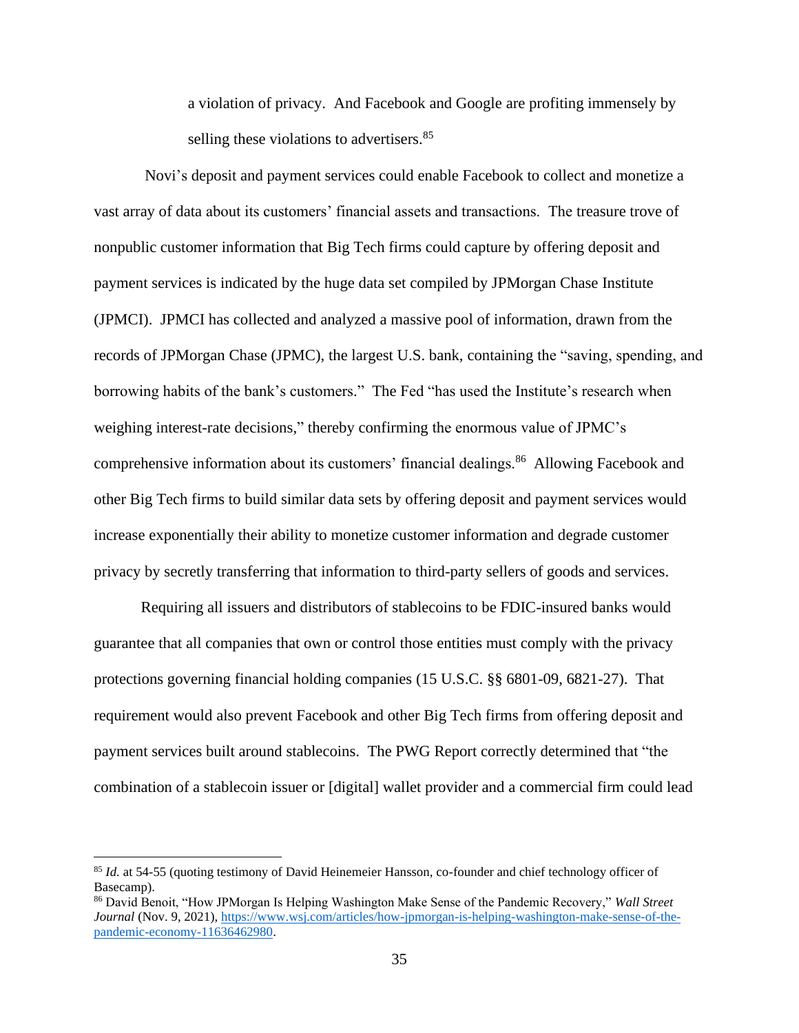> a violation of privacy. And Facebook and Google are profiting immensely by selling these violations to advertisers.[85]

Novi's deposit and payment services could enable Facebook to collect and monetize a vast array of data about its customers' financial assets and transactions. The treasure trove of nonpublic customer information that Big Tech firms could capture by offering deposit and payment services is indicated by the huge data set compiled by JPMorgan Chase Institute (JPMCI). JPMCI has collected and analyzed a massive pool of information, drawn from the records of JPMorgan Chase (JPMC), the largest U.S. bank, containing the "saving, spending, and borrowing habits of the bank's customers." The Fed "has used the Institute's research when weighing interest-rate decisions," thereby confirming the enormous value of JPMC's comprehensive information about its customers' financial dealings.[86] Allowing Facebook and other Big Tech firms to build similar data sets by offering deposit and payment services would increase exponentially their ability to monetize customer information and degrade customer privacy by secretly transferring that information to third-party sellers of goods and services.

Requiring all issuers and distributors of stablecoins to be FDIC-insured banks would guarantee that all companies that own or control those entities must comply with the privacy protections governing financial holding companies (15 U.S.C. §§ 6801-09, 6821-27). That requirement would also prevent Facebook and other Big Tech firms from offering deposit and payment services built around stablecoins. The PWG Report correctly determined that "the combination of a stablecoin issuer or [digital] wallet provider and a commercial firm could lead

---

[85] *Id.* at 54-55 (quoting testimony of David Heinemeier Hansson, co-founder and chief technology officer of Basecamp).

[86] David Benoit, "How JPMorgan Is Helping Washington Make Sense of the Pandemic Recovery," *Wall Street Journal* (Nov. 9, 2021), https://www.wsj.com/articles/how-jpmorgan-is-helping-washington-make-sense-of-the-pandemic-economy-11636462980.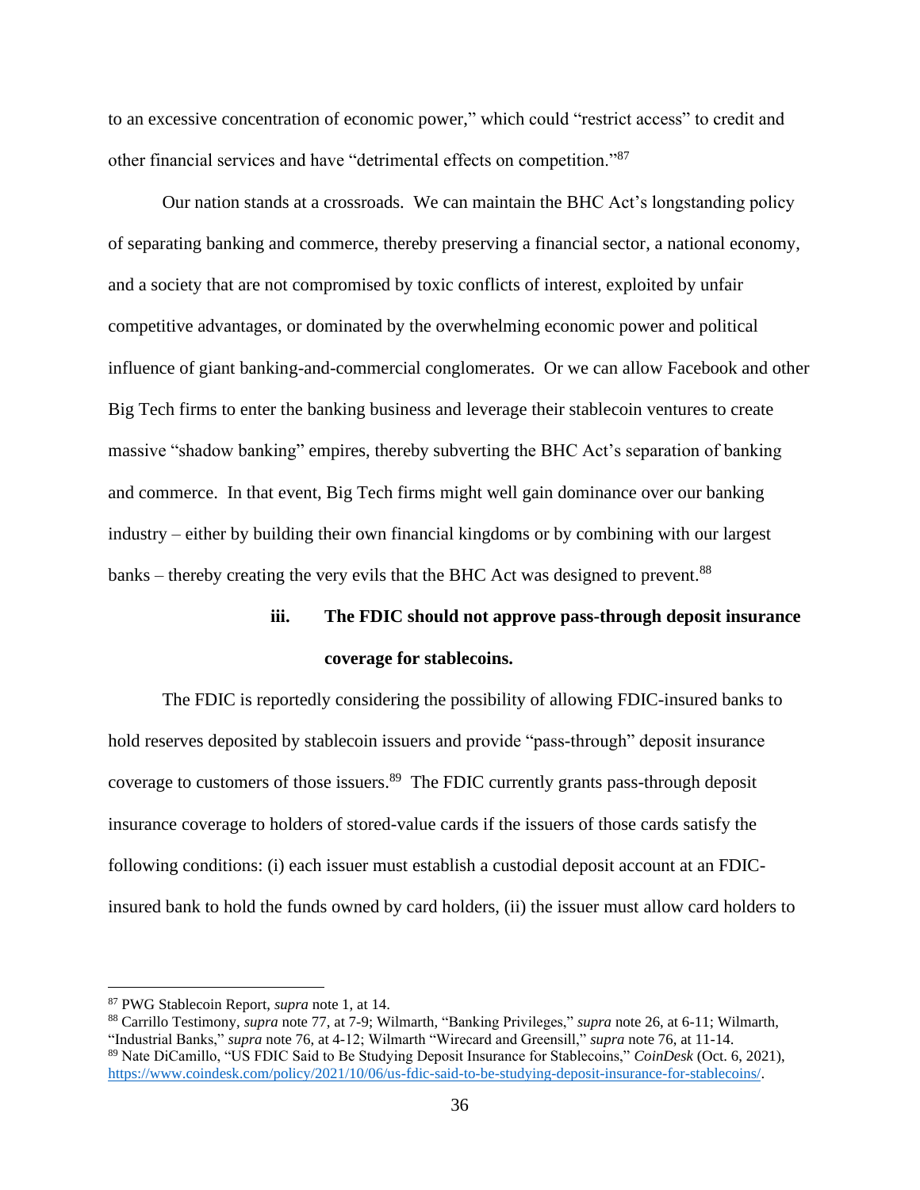to an excessive concentration of economic power," which could "restrict access" to credit and other financial services and have "detrimental effects on competition."[87]

Our nation stands at a crossroads. We can maintain the BHC Act's longstanding policy of separating banking and commerce, thereby preserving a financial sector, a national economy, and a society that are not compromised by toxic conflicts of interest, exploited by unfair competitive advantages, or dominated by the overwhelming economic power and political influence of giant banking-and-commercial conglomerates. Or we can allow Facebook and other Big Tech firms to enter the banking business and leverage their stablecoin ventures to create massive "shadow banking" empires, thereby subverting the BHC Act's separation of banking and commerce. In that event, Big Tech firms might well gain dominance over our banking industry – either by building their own financial kingdoms or by combining with our largest banks – thereby creating the very evils that the BHC Act was designed to prevent.[88]

#### iii. The FDIC should not approve pass-through deposit insurance coverage for stablecoins.

The FDIC is reportedly considering the possibility of allowing FDIC-insured banks to hold reserves deposited by stablecoin issuers and provide "pass-through" deposit insurance coverage to customers of those issuers.[89] The FDIC currently grants pass-through deposit insurance coverage to holders of stored-value cards if the issuers of those cards satisfy the following conditions: (i) each issuer must establish a custodial deposit account at an FDIC-insured bank to hold the funds owned by card holders, (ii) the issuer must allow card holders to

---

[87] PWG Stablecoin Report, *supra* note 1, at 14.

[88] Carrillo Testimony, *supra* note 77, at 7-9; Wilmarth, "Banking Privileges," *supra* note 26, at 6-11; Wilmarth, "Industrial Banks," *supra* note 76, at 4-12; Wilmarth "Wirecard and Greensill," *supra* note 76, at 11-14.

[89] Nate DiCamillo, "US FDIC Said to Be Studying Deposit Insurance for Stablecoins," *CoinDesk* (Oct. 6, 2021), https://www.coindesk.com/policy/2021/10/06/us-fdic-said-to-be-studying-deposit-insurance-for-stablecoins/.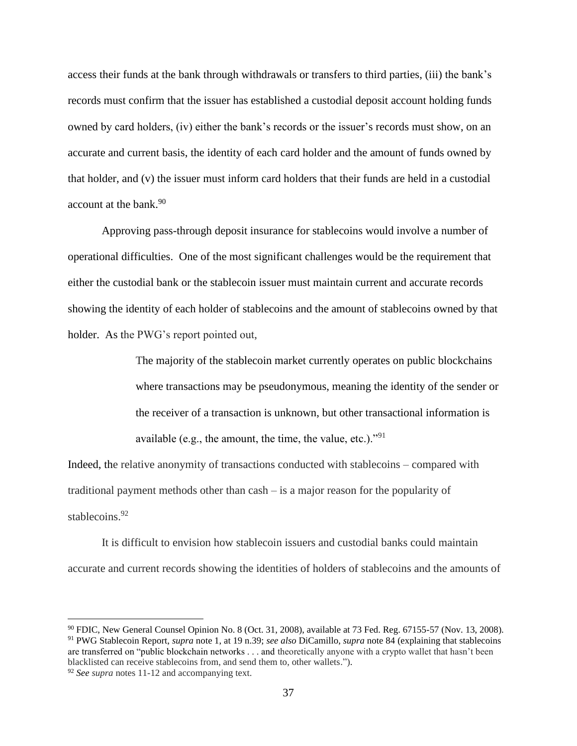access their funds at the bank through withdrawals or transfers to third parties, (iii) the bank's records must confirm that the issuer has established a custodial deposit account holding funds owned by card holders, (iv) either the bank's records or the issuer's records must show, on an accurate and current basis, the identity of each card holder and the amount of funds owned by that holder, and (v) the issuer must inform card holders that their funds are held in a custodial account at the bank.[90]

Approving pass-through deposit insurance for stablecoins would involve a number of operational difficulties. One of the most significant challenges would be the requirement that either the custodial bank or the stablecoin issuer must maintain current and accurate records showing the identity of each holder of stablecoins and the amount of stablecoins owned by that holder. As the PWG's report pointed out,

> The majority of the stablecoin market currently operates on public blockchains where transactions may be pseudonymous, meaning the identity of the sender or the receiver of a transaction is unknown, but other transactional information is available (e.g., the amount, the time, the value, etc.)."[91]

Indeed, the relative anonymity of transactions conducted with stablecoins – compared with traditional payment methods other than cash – is a major reason for the popularity of stablecoins.[92]

It is difficult to envision how stablecoin issuers and custodial banks could maintain accurate and current records showing the identities of holders of stablecoins and the amounts of

---

[90] FDIC, New General Counsel Opinion No. 8 (Oct. 31, 2008), available at 73 Fed. Reg. 67155-57 (Nov. 13, 2008).

[91] PWG Stablecoin Report, *supra* note 1, at 19 n.39; *see also* DiCamillo, *supra* note 84 (explaining that stablecoins are transferred on "public blockchain networks . . . and theoretically anyone with a crypto wallet that hasn't been blacklisted can receive stablecoins from, and send them to, other wallets.").

[92] *See supra* notes 11-12 and accompanying text.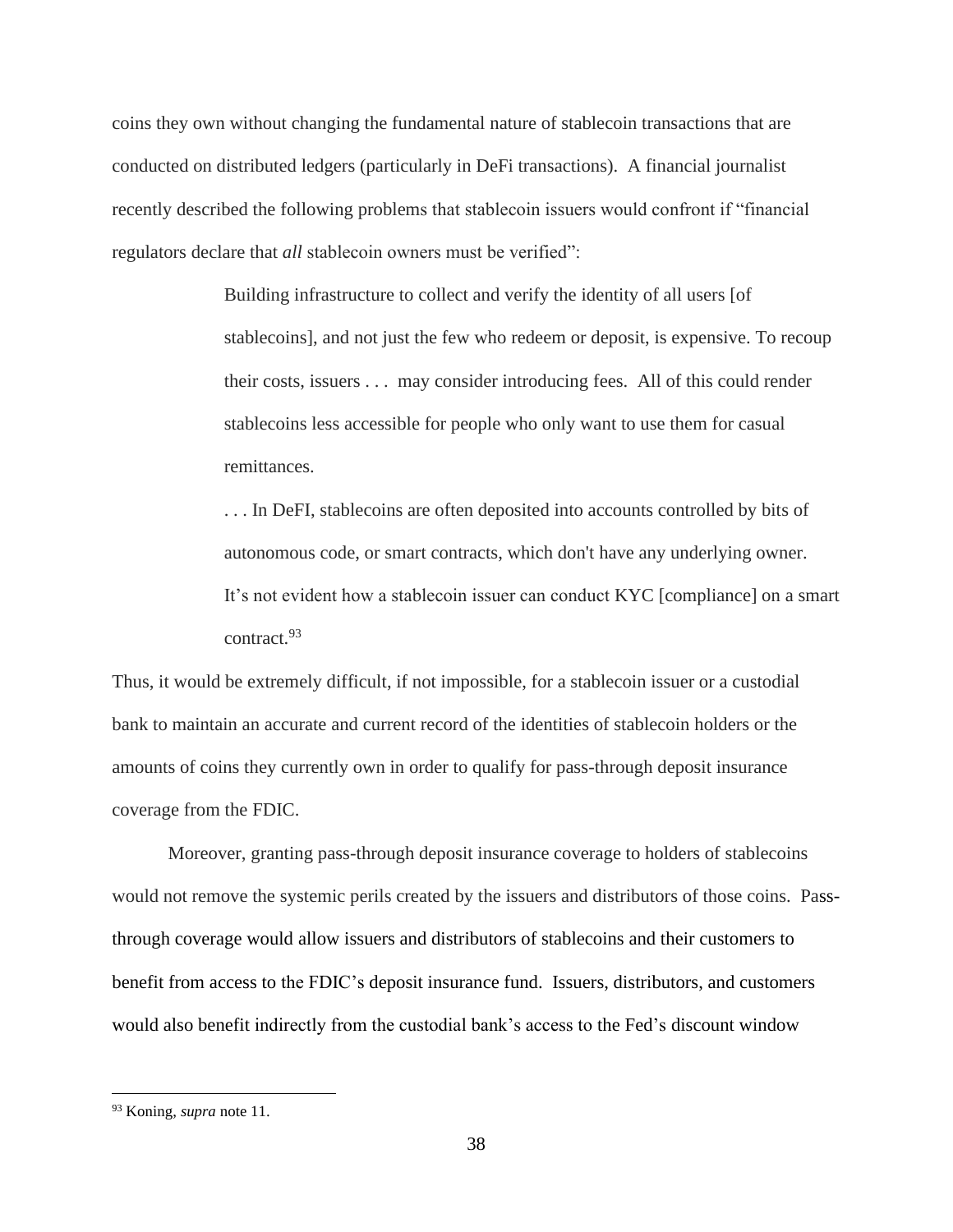coins they own without changing the fundamental nature of stablecoin transactions that are conducted on distributed ledgers (particularly in DeFi transactions). A financial journalist recently described the following problems that stablecoin issuers would confront if "financial regulators declare that *all* stablecoin owners must be verified":

> Building infrastructure to collect and verify the identity of all users [of stablecoins], and not just the few who redeem or deposit, is expensive. To recoup their costs, issuers . . . may consider introducing fees. All of this could render stablecoins less accessible for people who only want to use them for casual remittances.
>
> . . . In DeFI, stablecoins are often deposited into accounts controlled by bits of autonomous code, or smart contracts, which don't have any underlying owner. It's not evident how a stablecoin issuer can conduct KYC [compliance] on a smart contract.[93]

Thus, it would be extremely difficult, if not impossible, for a stablecoin issuer or a custodial bank to maintain an accurate and current record of the identities of stablecoin holders or the amounts of coins they currently own in order to qualify for pass-through deposit insurance coverage from the FDIC.

Moreover, granting pass-through deposit insurance coverage to holders of stablecoins would not remove the systemic perils created by the issuers and distributors of those coins. Pass-through coverage would allow issuers and distributors of stablecoins and their customers to benefit from access to the FDIC's deposit insurance fund. Issuers, distributors, and customers would also benefit indirectly from the custodial bank's access to the Fed's discount window

---

[93] Koning, *supra* note 11.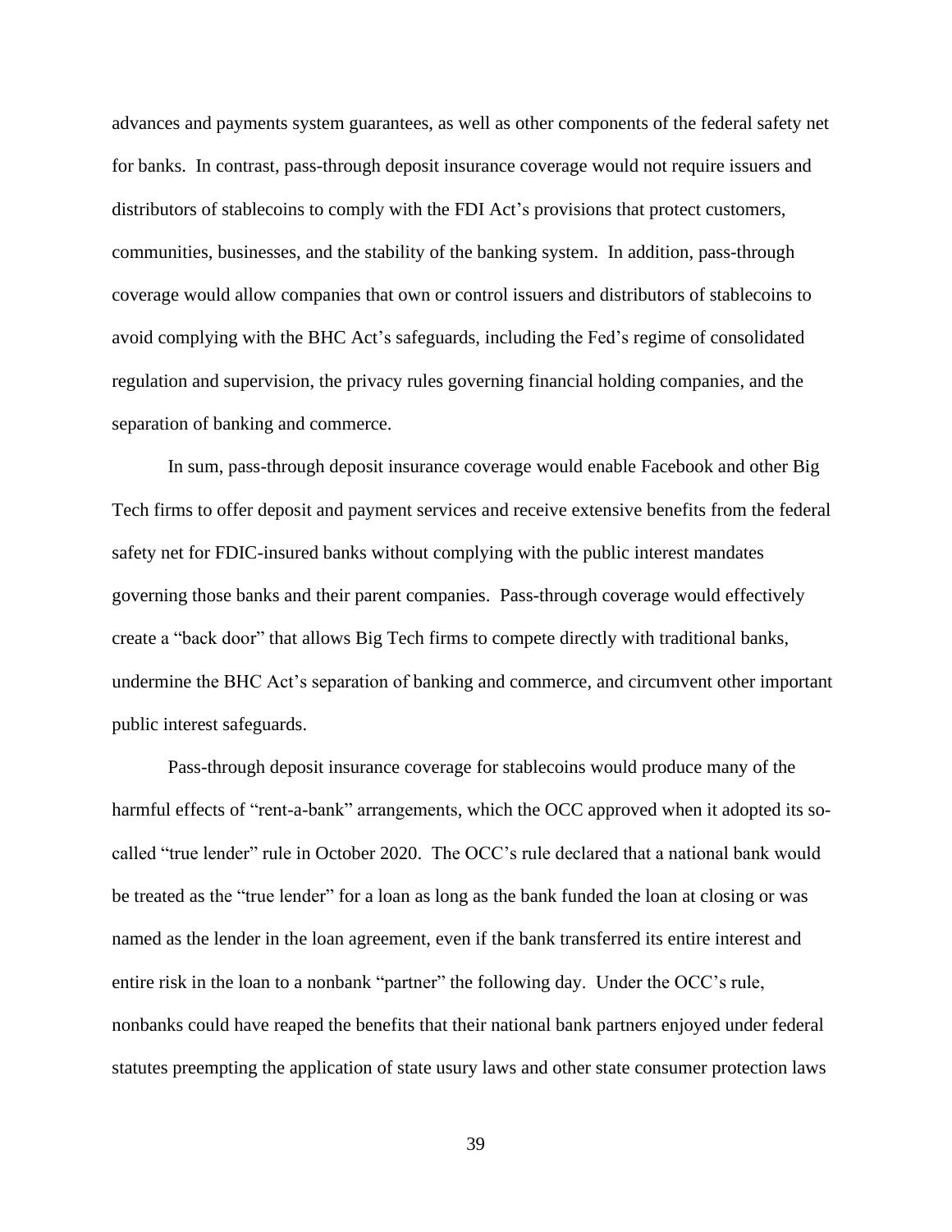advances and payments system guarantees, as well as other components of the federal safety net for banks. In contrast, pass-through deposit insurance coverage would not require issuers and distributors of stablecoins to comply with the FDI Act's provisions that protect customers, communities, businesses, and the stability of the banking system. In addition, pass-through coverage would allow companies that own or control issuers and distributors of stablecoins to avoid complying with the BHC Act's safeguards, including the Fed's regime of consolidated regulation and supervision, the privacy rules governing financial holding companies, and the separation of banking and commerce.

In sum, pass-through deposit insurance coverage would enable Facebook and other Big Tech firms to offer deposit and payment services and receive extensive benefits from the federal safety net for FDIC-insured banks without complying with the public interest mandates governing those banks and their parent companies. Pass-through coverage would effectively create a "back door" that allows Big Tech firms to compete directly with traditional banks, undermine the BHC Act's separation of banking and commerce, and circumvent other important public interest safeguards.

Pass-through deposit insurance coverage for stablecoins would produce many of the harmful effects of "rent-a-bank" arrangements, which the OCC approved when it adopted its so-called "true lender" rule in October 2020. The OCC's rule declared that a national bank would be treated as the "true lender" for a loan as long as the bank funded the loan at closing or was named as the lender in the loan agreement, even if the bank transferred its entire interest and entire risk in the loan to a nonbank "partner" the following day. Under the OCC's rule, nonbanks could have reaped the benefits that their national bank partners enjoyed under federal statutes preempting the application of state usury laws and other state consumer protection laws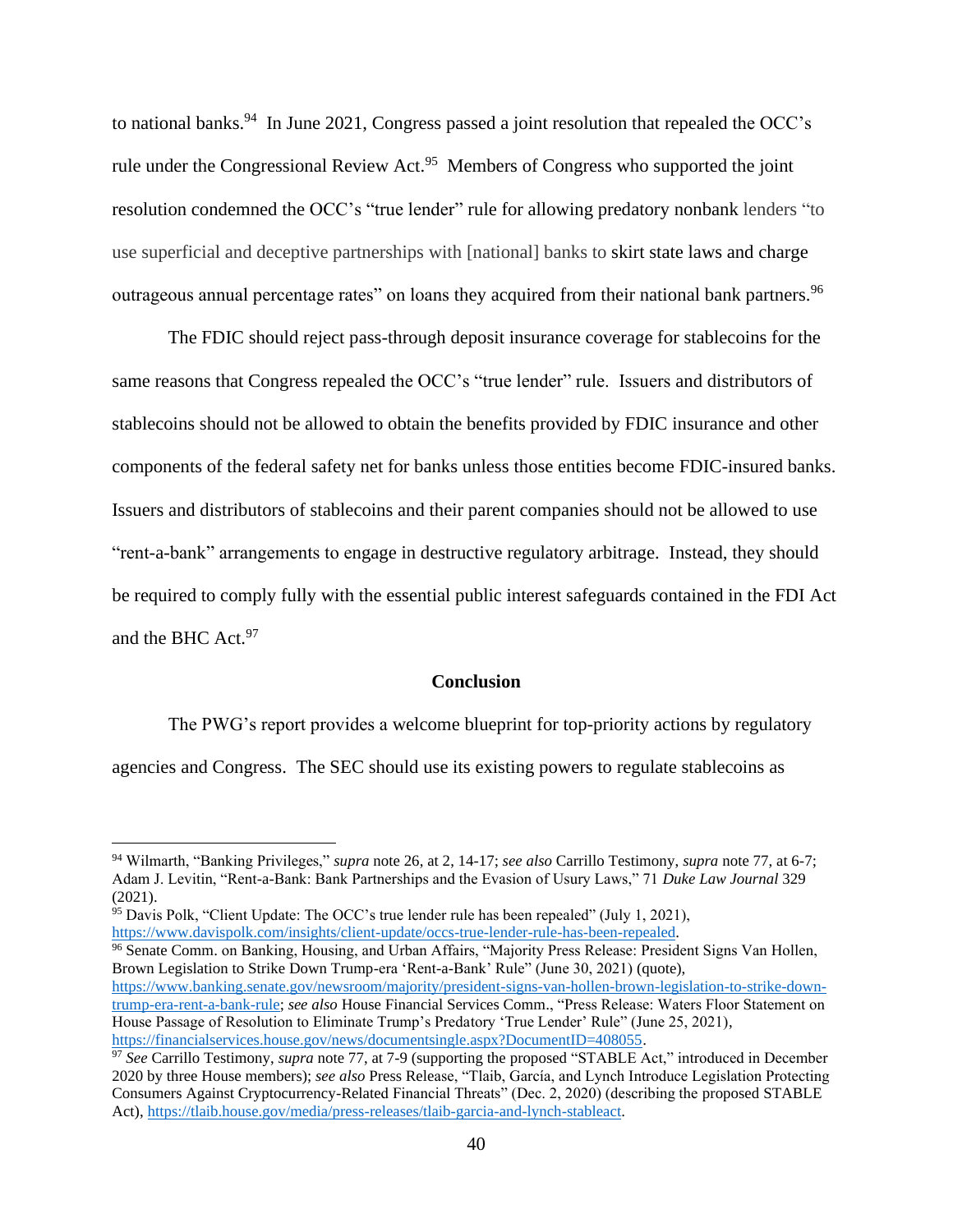to national banks.[94] In June 2021, Congress passed a joint resolution that repealed the OCC's rule under the Congressional Review Act.[95] Members of Congress who supported the joint resolution condemned the OCC's "true lender" rule for allowing predatory nonbank lenders "to use superficial and deceptive partnerships with [national] banks to skirt state laws and charge outrageous annual percentage rates" on loans they acquired from their national bank partners.[96]

The FDIC should reject pass-through deposit insurance coverage for stablecoins for the same reasons that Congress repealed the OCC's "true lender" rule. Issuers and distributors of stablecoins should not be allowed to obtain the benefits provided by FDIC insurance and other components of the federal safety net for banks unless those entities become FDIC-insured banks. Issuers and distributors of stablecoins and their parent companies should not be allowed to use "rent-a-bank" arrangements to engage in destructive regulatory arbitrage. Instead, they should be required to comply fully with the essential public interest safeguards contained in the FDI Act and the BHC Act.[97]

## Conclusion

The PWG's report provides a welcome blueprint for top-priority actions by regulatory agencies and Congress. The SEC should use its existing powers to regulate stablecoins as

---

[94] Wilmarth, "Banking Privileges," *supra* note 26, at 2, 14-17; *see also* Carrillo Testimony, *supra* note 77, at 6-7; Adam J. Levitin, "Rent-a-Bank: Bank Partnerships and the Evasion of Usury Laws," 71 *Duke Law Journal* 329 (2021).

[95] Davis Polk, "Client Update: The OCC's true lender rule has been repealed" (July 1, 2021), https://www.davispolk.com/insights/client-update/occs-true-lender-rule-has-been-repealed.

[96] Senate Comm. on Banking, Housing, and Urban Affairs, "Majority Press Release: President Signs Van Hollen, Brown Legislation to Strike Down Trump-era 'Rent-a-Bank' Rule" (June 30, 2021) (quote), https://www.banking.senate.gov/newsroom/majority/president-signs-van-hollen-brown-legislation-to-strike-down-trump-era-rent-a-bank-rule; *see also* House Financial Services Comm., "Press Release: Waters Floor Statement on House Passage of Resolution to Eliminate Trump's Predatory 'True Lender' Rule" (June 25, 2021), https://financialservices.house.gov/news/documentsingle.aspx?DocumentID=408055.

[97] *See* Carrillo Testimony, *supra* note 77, at 7-9 (supporting the proposed "STABLE Act," introduced in December 2020 by three House members); *see also* Press Release, "Tlaib, García, and Lynch Introduce Legislation Protecting Consumers Against Cryptocurrency-Related Financial Threats" (Dec. 2, 2020) (describing the proposed STABLE Act), https://tlaib.house.gov/media/press-releases/tlaib-garcia-and-lynch-stableact.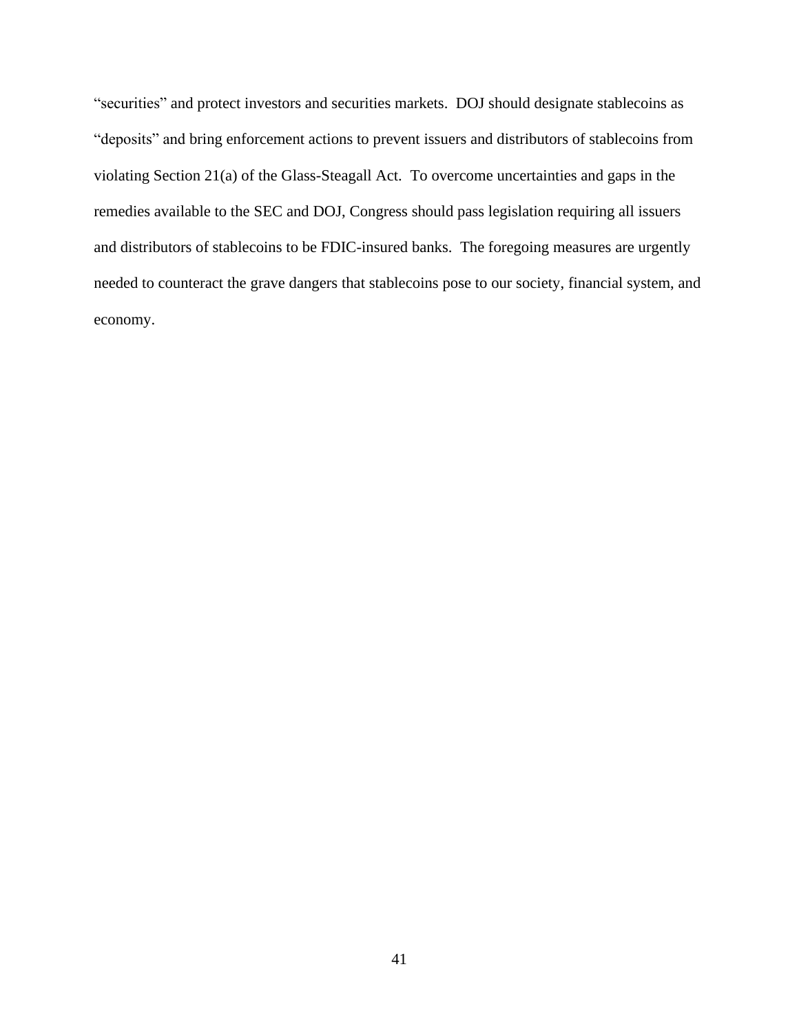"securities" and protect investors and securities markets. DOJ should designate stablecoins as "deposits" and bring enforcement actions to prevent issuers and distributors of stablecoins from violating Section 21(a) of the Glass-Steagall Act. To overcome uncertainties and gaps in the remedies available to the SEC and DOJ, Congress should pass legislation requiring all issuers and distributors of stablecoins to be FDIC-insured banks. The foregoing measures are urgently needed to counteract the grave dangers that stablecoins pose to our society, financial system, and economy.